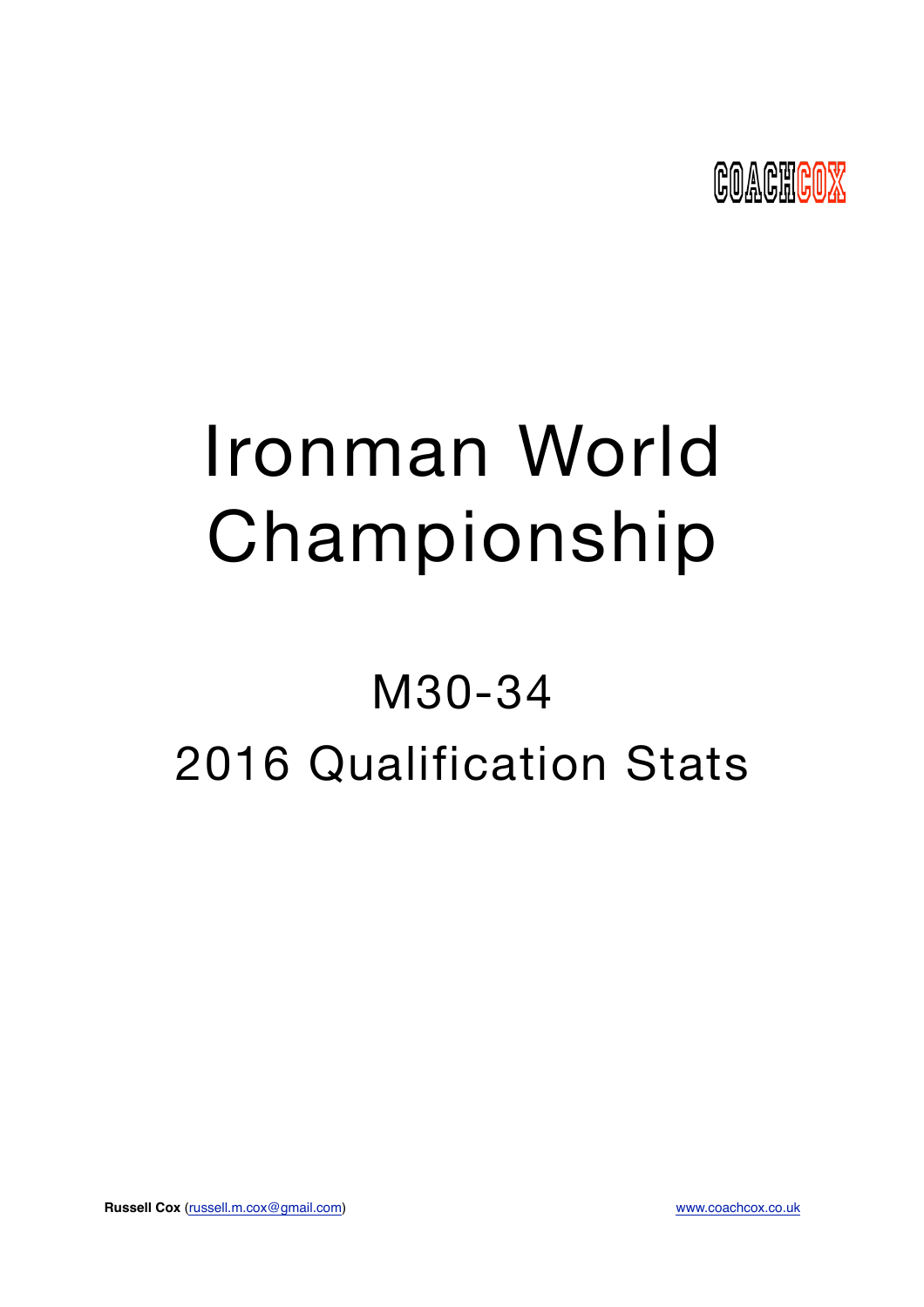COACHCOX

# Ironman World Championship

## M30-34

## 2016 Qualification Stats

**Russell Cox** (russell.m.cox@gmail.com) www.coachcox.co.uk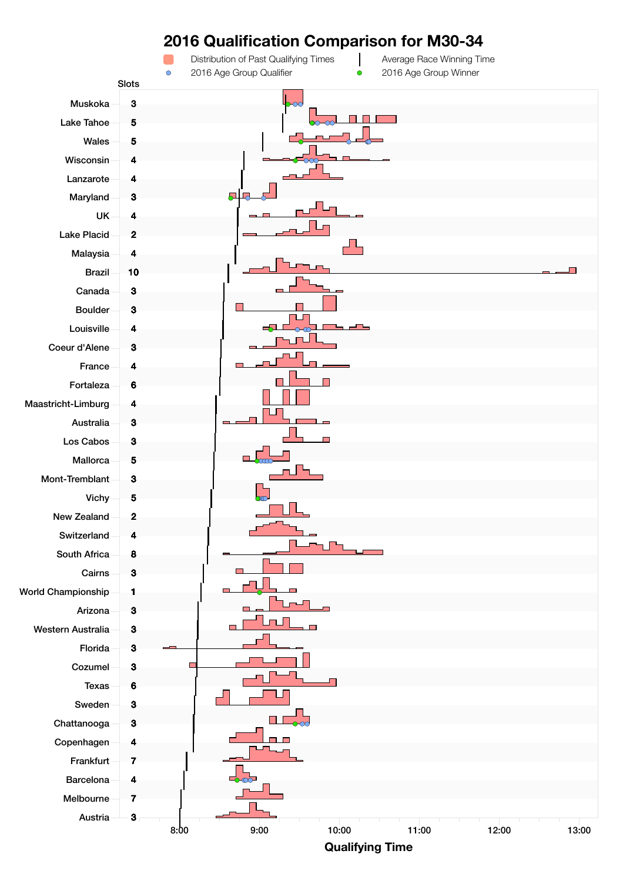# 2016 Qualification Comparison for M30-34

Distribution of Past Qualifying Times | Average Race Winning Time | 2016 Age Group Qualifier | 2016 Age Group Winner

| Race | Slots |
|---|---|
| Muskoka | 3 |
| Lake Tahoe | 5 |
| Wales | 5 |
| Wisconsin | 4 |
| Lanzarote | 4 |
| Maryland | 3 |
| UK | 4 |
| Lake Placid | 2 |
| Malaysia | 4 |
| Brazil | 10 |
| Canada | 3 |
| Boulder | 3 |
| Louisville | 4 |
| Coeur d'Alene | 3 |
| France | 4 |
| Fortaleza | 6 |
| Maastricht-Limburg | 4 |
| Australia | 3 |
| Los Cabos | 3 |
| Mallorca | 5 |
| Mont-Tremblant | 3 |
| Vichy | 5 |
| New Zealand | 2 |
| Switzerland | 4 |
| South Africa | 8 |
| Cairns | 3 |
| World Championship | 1 |
| Arizona | 3 |
| Western Australia | 3 |
| Florida | 3 |
| Cozumel | 3 |
| Texas | 6 |
| Sweden | 3 |
| Chattanooga | 3 |
| Copenhagen | 4 |
| Frankfurt | 7 |
| Barcelona | 4 |
| Melbourne | 7 |
| Austria | 3 |

Qualifying Time: 8:00, 9:00, 10:00, 11:00, 12:00, 13:00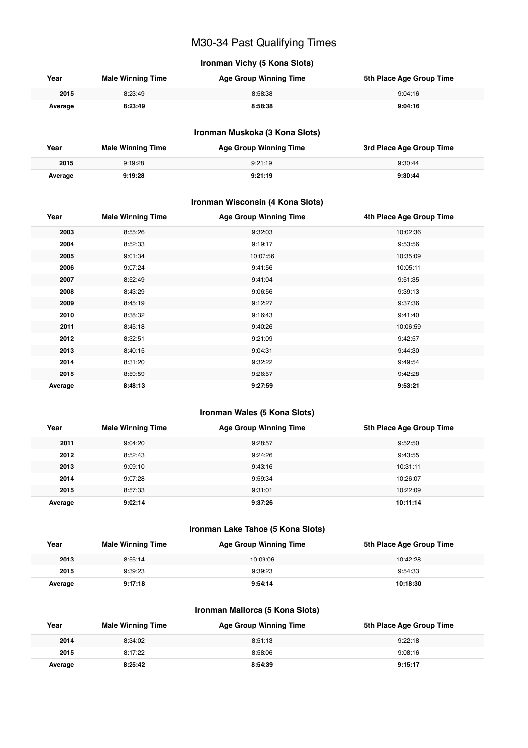# M30-34 Past Qualifying Times

## Ironman Vichy (5 Kona Slots)

| Year | Male Winning Time | Age Group Winning Time | 5th Place Age Group Time |
|---|---|---|---|
| 2015 | 8:23:49 | 8:58:38 | 9:04:16 |
| **Average** | **8:23:49** | **8:58:38** | **9:04:16** |

## Ironman Muskoka (3 Kona Slots)

| Year | Male Winning Time | Age Group Winning Time | 3rd Place Age Group Time |
|---|---|---|---|
| 2015 | 9:19:28 | 9:21:19 | 9:30:44 |
| **Average** | **9:19:28** | **9:21:19** | **9:30:44** |

## Ironman Wisconsin (4 Kona Slots)

| Year | Male Winning Time | Age Group Winning Time | 4th Place Age Group Time |
|---|---|---|---|
| 2003 | 8:55:26 | 9:32:03 | 10:02:36 |
| 2004 | 8:52:33 | 9:19:17 | 9:53:56 |
| 2005 | 9:01:34 | 10:07:56 | 10:35:09 |
| 2006 | 9:07:24 | 9:41:56 | 10:05:11 |
| 2007 | 8:52:49 | 9:41:04 | 9:51:35 |
| 2008 | 8:43:29 | 9:06:56 | 9:39:13 |
| 2009 | 8:45:19 | 9:12:27 | 9:37:36 |
| 2010 | 8:38:32 | 9:16:43 | 9:41:40 |
| 2011 | 8:45:18 | 9:40:26 | 10:06:59 |
| 2012 | 8:32:51 | 9:21:09 | 9:42:57 |
| 2013 | 8:40:15 | 9:04:31 | 9:44:30 |
| 2014 | 8:31:20 | 9:32:22 | 9:49:54 |
| 2015 | 8:59:59 | 9:26:57 | 9:42:28 |
| **Average** | **8:48:13** | **9:27:59** | **9:53:21** |

## Ironman Wales (5 Kona Slots)

| Year | Male Winning Time | Age Group Winning Time | 5th Place Age Group Time |
|---|---|---|---|
| 2011 | 9:04:20 | 9:28:57 | 9:52:50 |
| 2012 | 8:52:43 | 9:24:26 | 9:43:55 |
| 2013 | 9:09:10 | 9:43:16 | 10:31:11 |
| 2014 | 9:07:28 | 9:59:34 | 10:26:07 |
| 2015 | 8:57:33 | 9:31:01 | 10:22:09 |
| **Average** | **9:02:14** | **9:37:26** | **10:11:14** |

## Ironman Lake Tahoe (5 Kona Slots)

| Year | Male Winning Time | Age Group Winning Time | 5th Place Age Group Time |
|---|---|---|---|
| 2013 | 8:55:14 | 10:09:06 | 10:42:28 |
| 2015 | 9:39:23 | 9:39:23 | 9:54:33 |
| **Average** | **9:17:18** | **9:54:14** | **10:18:30** |

## Ironman Mallorca (5 Kona Slots)

| Year | Male Winning Time | Age Group Winning Time | 5th Place Age Group Time |
|---|---|---|---|
| 2014 | 8:34:02 | 8:51:13 | 9:22:18 |
| 2015 | 8:17:22 | 8:58:06 | 9:08:16 |
| **Average** | **8:25:42** | **8:54:39** | **9:15:17** |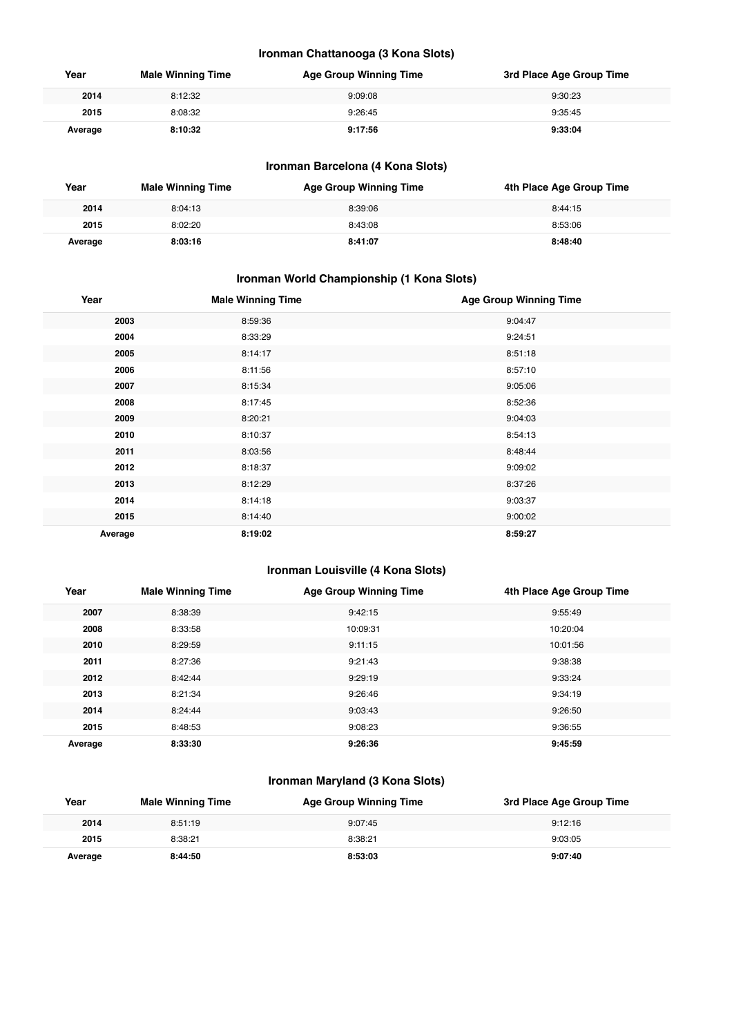### Ironman Chattanooga (3 Kona Slots)

| Year | Male Winning Time | Age Group Winning Time | 3rd Place Age Group Time |
|---|---|---|---|
| 2014 | 8:12:32 | 9:09:08 | 9:30:23 |
| 2015 | 8:08:32 | 9:26:45 | 9:35:45 |
| **Average** | **8:10:32** | **9:17:56** | **9:33:04** |

### Ironman Barcelona (4 Kona Slots)

| Year | Male Winning Time | Age Group Winning Time | 4th Place Age Group Time |
|---|---|---|---|
| 2014 | 8:04:13 | 8:39:06 | 8:44:15 |
| 2015 | 8:02:20 | 8:43:08 | 8:53:06 |
| **Average** | **8:03:16** | **8:41:07** | **8:48:40** |

### Ironman World Championship (1 Kona Slots)

| Year | Male Winning Time | Age Group Winning Time |
|---|---|---|
| 2003 | 8:59:36 | 9:04:47 |
| 2004 | 8:33:29 | 9:24:51 |
| 2005 | 8:14:17 | 8:51:18 |
| 2006 | 8:11:56 | 8:57:10 |
| 2007 | 8:15:34 | 9:05:06 |
| 2008 | 8:17:45 | 8:52:36 |
| 2009 | 8:20:21 | 9:04:03 |
| 2010 | 8:10:37 | 8:54:13 |
| 2011 | 8:03:56 | 8:48:44 |
| 2012 | 8:18:37 | 9:09:02 |
| 2013 | 8:12:29 | 8:37:26 |
| 2014 | 8:14:18 | 9:03:37 |
| 2015 | 8:14:40 | 9:00:02 |
| **Average** | **8:19:02** | **8:59:27** |

### Ironman Louisville (4 Kona Slots)

| Year | Male Winning Time | Age Group Winning Time | 4th Place Age Group Time |
|---|---|---|---|
| 2007 | 8:38:39 | 9:42:15 | 9:55:49 |
| 2008 | 8:33:58 | 10:09:31 | 10:20:04 |
| 2010 | 8:29:59 | 9:11:15 | 10:01:56 |
| 2011 | 8:27:36 | 9:21:43 | 9:38:38 |
| 2012 | 8:42:44 | 9:29:19 | 9:33:24 |
| 2013 | 8:21:34 | 9:26:46 | 9:34:19 |
| 2014 | 8:24:44 | 9:03:43 | 9:26:50 |
| 2015 | 8:48:53 | 9:08:23 | 9:36:55 |
| **Average** | **8:33:30** | **9:26:36** | **9:45:59** |

### Ironman Maryland (3 Kona Slots)

| Year | Male Winning Time | Age Group Winning Time | 3rd Place Age Group Time |
|---|---|---|---|
| 2014 | 8:51:19 | 9:07:45 | 9:12:16 |
| 2015 | 8:38:21 | 8:38:21 | 9:03:05 |
| **Average** | **8:44:50** | **8:53:03** | **9:07:40** |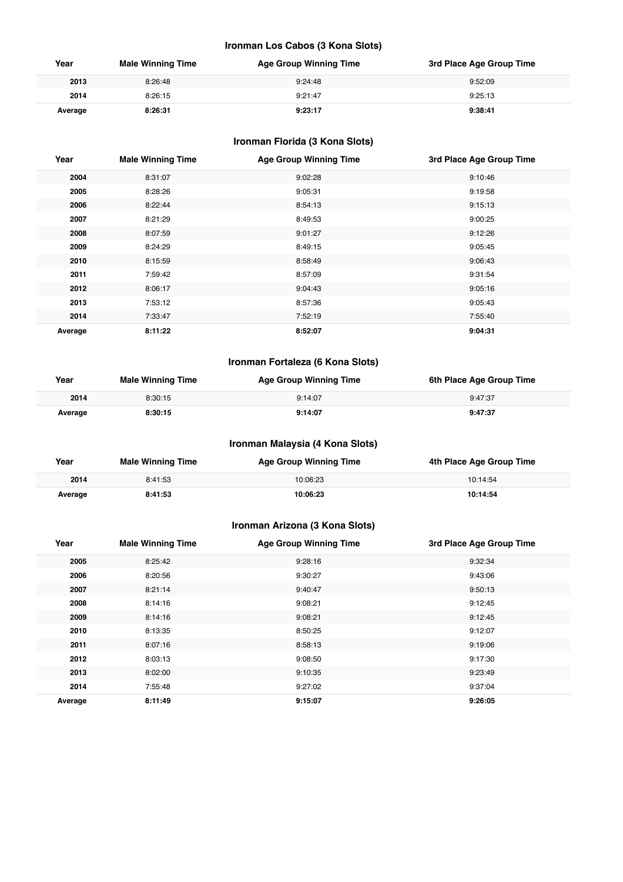### Ironman Los Cabos (3 Kona Slots)

| Year | Male Winning Time | Age Group Winning Time | 3rd Place Age Group Time |
|---|---|---|---|
| **2013** | 8:26:48 | 9:24:48 | 9:52:09 |
| **2014** | 8:26:15 | 9:21:47 | 9:25:13 |
| **Average** | **8:26:31** | **9:23:17** | **9:38:41** |

### Ironman Florida (3 Kona Slots)

| Year | Male Winning Time | Age Group Winning Time | 3rd Place Age Group Time |
|---|---|---|---|
| **2004** | 8:31:07 | 9:02:28 | 9:10:46 |
| **2005** | 8:28:26 | 9:05:31 | 9:19:58 |
| **2006** | 8:22:44 | 8:54:13 | 9:15:13 |
| **2007** | 8:21:29 | 8:49:53 | 9:00:25 |
| **2008** | 8:07:59 | 9:01:27 | 9:12:26 |
| **2009** | 8:24:29 | 8:49:15 | 9:05:45 |
| **2010** | 8:15:59 | 8:58:49 | 9:06:43 |
| **2011** | 7:59:42 | 8:57:09 | 9:31:54 |
| **2012** | 8:06:17 | 9:04:43 | 9:05:16 |
| **2013** | 7:53:12 | 8:57:36 | 9:05:43 |
| **2014** | 7:33:47 | 7:52:19 | 7:55:40 |
| **Average** | **8:11:22** | **8:52:07** | **9:04:31** |

### Ironman Fortaleza (6 Kona Slots)

| Year | Male Winning Time | Age Group Winning Time | 6th Place Age Group Time |
|---|---|---|---|
| **2014** | 8:30:15 | 9:14:07 | 9:47:37 |
| **Average** | **8:30:15** | **9:14:07** | **9:47:37** |

### Ironman Malaysia (4 Kona Slots)

| Year | Male Winning Time | Age Group Winning Time | 4th Place Age Group Time |
|---|---|---|---|
| **2014** | 8:41:53 | 10:06:23 | 10:14:54 |
| **Average** | **8:41:53** | **10:06:23** | **10:14:54** |

### Ironman Arizona (3 Kona Slots)

| Year | Male Winning Time | Age Group Winning Time | 3rd Place Age Group Time |
|---|---|---|---|
| **2005** | 8:25:42 | 9:28:16 | 9:32:34 |
| **2006** | 8:20:56 | 9:30:27 | 9:43:06 |
| **2007** | 8:21:14 | 9:40:47 | 9:50:13 |
| **2008** | 8:14:16 | 9:08:21 | 9:12:45 |
| **2009** | 8:14:16 | 9:08:21 | 9:12:45 |
| **2010** | 8:13:35 | 8:50:25 | 9:12:07 |
| **2011** | 8:07:16 | 8:58:13 | 9:19:06 |
| **2012** | 8:03:13 | 9:08:50 | 9:17:30 |
| **2013** | 8:02:00 | 9:10:35 | 9:23:49 |
| **2014** | 7:55:48 | 9:27:02 | 9:37:04 |
| **Average** | **8:11:49** | **9:15:07** | **9:26:05** |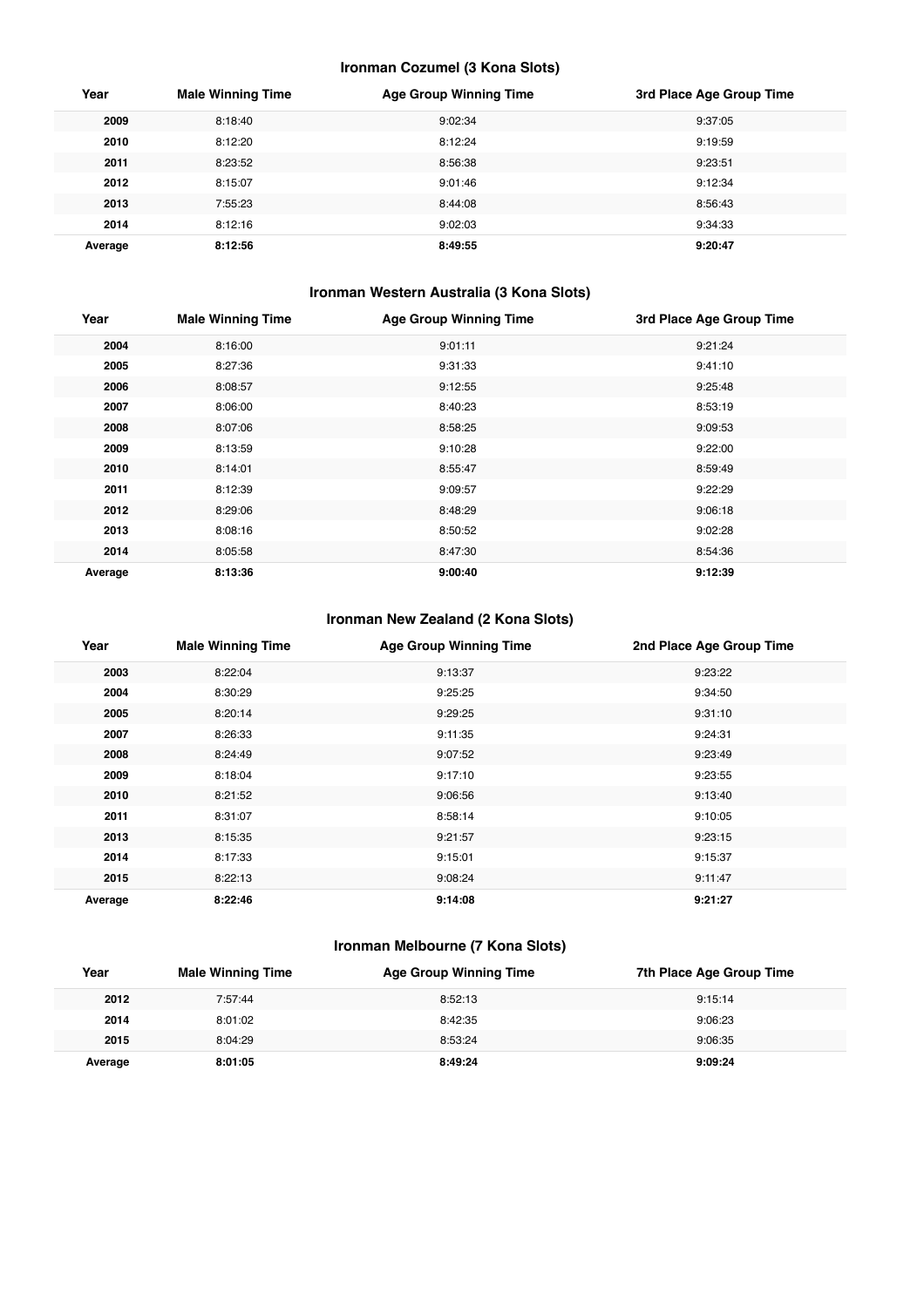### Ironman Cozumel (3 Kona Slots)

| Year | Male Winning Time | Age Group Winning Time | 3rd Place Age Group Time |
|---|---|---|---|
| **2009** | 8:18:40 | 9:02:34 | 9:37:05 |
| **2010** | 8:12:20 | 8:12:24 | 9:19:59 |
| **2011** | 8:23:52 | 8:56:38 | 9:23:51 |
| **2012** | 8:15:07 | 9:01:46 | 9:12:34 |
| **2013** | 7:55:23 | 8:44:08 | 8:56:43 |
| **2014** | 8:12:16 | 9:02:03 | 9:34:33 |
| **Average** | **8:12:56** | **8:49:55** | **9:20:47** |

### Ironman Western Australia (3 Kona Slots)

| Year | Male Winning Time | Age Group Winning Time | 3rd Place Age Group Time |
|---|---|---|---|
| **2004** | 8:16:00 | 9:01:11 | 9:21:24 |
| **2005** | 8:27:36 | 9:31:33 | 9:41:10 |
| **2006** | 8:08:57 | 9:12:55 | 9:25:48 |
| **2007** | 8:06:00 | 8:40:23 | 8:53:19 |
| **2008** | 8:07:06 | 8:58:25 | 9:09:53 |
| **2009** | 8:13:59 | 9:10:28 | 9:22:00 |
| **2010** | 8:14:01 | 8:55:47 | 8:59:49 |
| **2011** | 8:12:39 | 9:09:57 | 9:22:29 |
| **2012** | 8:29:06 | 8:48:29 | 9:06:18 |
| **2013** | 8:08:16 | 8:50:52 | 9:02:28 |
| **2014** | 8:05:58 | 8:47:30 | 8:54:36 |
| **Average** | **8:13:36** | **9:00:40** | **9:12:39** |

### Ironman New Zealand (2 Kona Slots)

| Year | Male Winning Time | Age Group Winning Time | 2nd Place Age Group Time |
|---|---|---|---|
| **2003** | 8:22:04 | 9:13:37 | 9:23:22 |
| **2004** | 8:30:29 | 9:25:25 | 9:34:50 |
| **2005** | 8:20:14 | 9:29:25 | 9:31:10 |
| **2007** | 8:26:33 | 9:11:35 | 9:24:31 |
| **2008** | 8:24:49 | 9:07:52 | 9:23:49 |
| **2009** | 8:18:04 | 9:17:10 | 9:23:55 |
| **2010** | 8:21:52 | 9:06:56 | 9:13:40 |
| **2011** | 8:31:07 | 8:58:14 | 9:10:05 |
| **2013** | 8:15:35 | 9:21:57 | 9:23:15 |
| **2014** | 8:17:33 | 9:15:01 | 9:15:37 |
| **2015** | 8:22:13 | 9:08:24 | 9:11:47 |
| **Average** | **8:22:46** | **9:14:08** | **9:21:27** |

### Ironman Melbourne (7 Kona Slots)

| Year | Male Winning Time | Age Group Winning Time | 7th Place Age Group Time |
|---|---|---|---|
| **2012** | 7:57:44 | 8:52:13 | 9:15:14 |
| **2014** | 8:01:02 | 8:42:35 | 9:06:23 |
| **2015** | 8:04:29 | 8:53:24 | 9:06:35 |
| **Average** | **8:01:05** | **8:49:24** | **9:09:24** |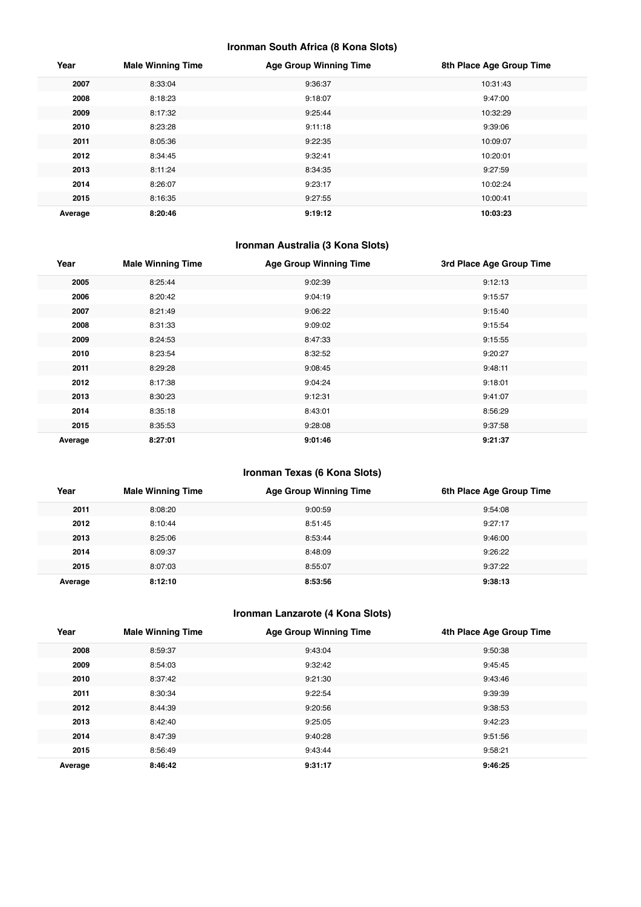### Ironman South Africa (8 Kona Slots)

| Year | Male Winning Time | Age Group Winning Time | 8th Place Age Group Time |
|---|---|---|---|
| **2007** | 8:33:04 | 9:36:37 | 10:31:43 |
| **2008** | 8:18:23 | 9:18:07 | 9:47:00 |
| **2009** | 8:17:32 | 9:25:44 | 10:32:29 |
| **2010** | 8:23:28 | 9:11:18 | 9:39:06 |
| **2011** | 8:05:36 | 9:22:35 | 10:09:07 |
| **2012** | 8:34:45 | 9:32:41 | 10:20:01 |
| **2013** | 8:11:24 | 8:34:35 | 9:27:59 |
| **2014** | 8:26:07 | 9:23:17 | 10:02:24 |
| **2015** | 8:16:35 | 9:27:55 | 10:00:41 |
| **Average** | **8:20:46** | **9:19:12** | **10:03:23** |

### Ironman Australia (3 Kona Slots)

| Year | Male Winning Time | Age Group Winning Time | 3rd Place Age Group Time |
|---|---|---|---|
| **2005** | 8:25:44 | 9:02:39 | 9:12:13 |
| **2006** | 8:20:42 | 9:04:19 | 9:15:57 |
| **2007** | 8:21:49 | 9:06:22 | 9:15:40 |
| **2008** | 8:31:33 | 9:09:02 | 9:15:54 |
| **2009** | 8:24:53 | 8:47:33 | 9:15:55 |
| **2010** | 8:23:54 | 8:32:52 | 9:20:27 |
| **2011** | 8:29:28 | 9:08:45 | 9:48:11 |
| **2012** | 8:17:38 | 9:04:24 | 9:18:01 |
| **2013** | 8:30:23 | 9:12:31 | 9:41:07 |
| **2014** | 8:35:18 | 8:43:01 | 8:56:29 |
| **2015** | 8:35:53 | 9:28:08 | 9:37:58 |
| **Average** | **8:27:01** | **9:01:46** | **9:21:37** |

### Ironman Texas (6 Kona Slots)

| Year | Male Winning Time | Age Group Winning Time | 6th Place Age Group Time |
|---|---|---|---|
| **2011** | 8:08:20 | 9:00:59 | 9:54:08 |
| **2012** | 8:10:44 | 8:51:45 | 9:27:17 |
| **2013** | 8:25:06 | 8:53:44 | 9:46:00 |
| **2014** | 8:09:37 | 8:48:09 | 9:26:22 |
| **2015** | 8:07:03 | 8:55:07 | 9:37:22 |
| **Average** | **8:12:10** | **8:53:56** | **9:38:13** |

### Ironman Lanzarote (4 Kona Slots)

| Year | Male Winning Time | Age Group Winning Time | 4th Place Age Group Time |
|---|---|---|---|
| **2008** | 8:59:37 | 9:43:04 | 9:50:38 |
| **2009** | 8:54:03 | 9:32:42 | 9:45:45 |
| **2010** | 8:37:42 | 9:21:30 | 9:43:46 |
| **2011** | 8:30:34 | 9:22:54 | 9:39:39 |
| **2012** | 8:44:39 | 9:20:56 | 9:38:53 |
| **2013** | 8:42:40 | 9:25:05 | 9:42:23 |
| **2014** | 8:47:39 | 9:40:28 | 9:51:56 |
| **2015** | 8:56:49 | 9:43:44 | 9:58:21 |
| **Average** | **8:46:42** | **9:31:17** | **9:46:25** |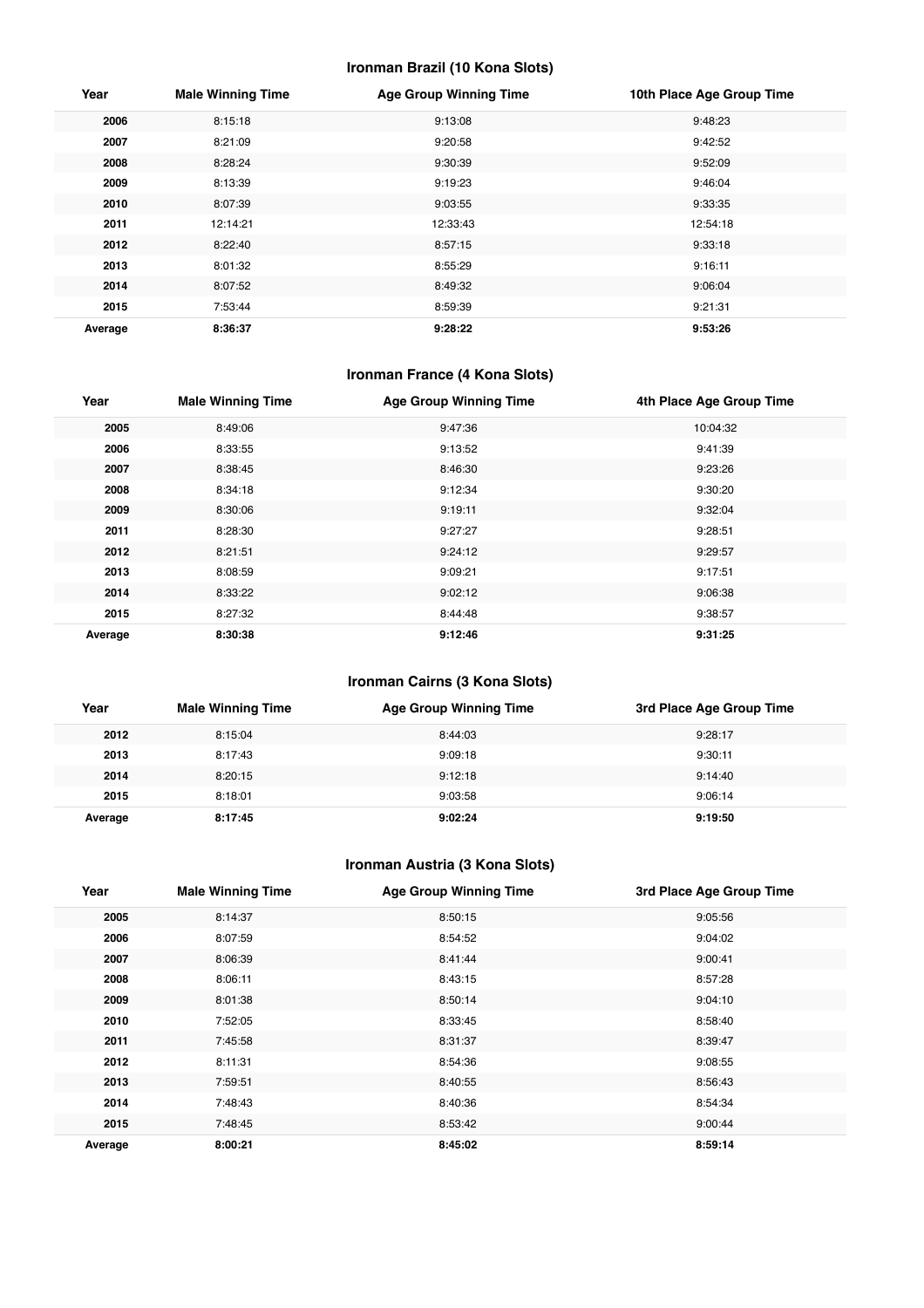### Ironman Brazil (10 Kona Slots)

| Year | Male Winning Time | Age Group Winning Time | 10th Place Age Group Time |
|---|---|---|---|
| **2006** | 8:15:18 | 9:13:08 | 9:48:23 |
| **2007** | 8:21:09 | 9:20:58 | 9:42:52 |
| **2008** | 8:28:24 | 9:30:39 | 9:52:09 |
| **2009** | 8:13:39 | 9:19:23 | 9:46:04 |
| **2010** | 8:07:39 | 9:03:55 | 9:33:35 |
| **2011** | 12:14:21 | 12:33:43 | 12:54:18 |
| **2012** | 8:22:40 | 8:57:15 | 9:33:18 |
| **2013** | 8:01:32 | 8:55:29 | 9:16:11 |
| **2014** | 8:07:52 | 8:49:32 | 9:06:04 |
| **2015** | 7:53:44 | 8:59:39 | 9:21:31 |
| **Average** | **8:36:37** | **9:28:22** | **9:53:26** |

### Ironman France (4 Kona Slots)

| Year | Male Winning Time | Age Group Winning Time | 4th Place Age Group Time |
|---|---|---|---|
| **2005** | 8:49:06 | 9:47:36 | 10:04:32 |
| **2006** | 8:33:55 | 9:13:52 | 9:41:39 |
| **2007** | 8:38:45 | 8:46:30 | 9:23:26 |
| **2008** | 8:34:18 | 9:12:34 | 9:30:20 |
| **2009** | 8:30:06 | 9:19:11 | 9:32:04 |
| **2011** | 8:28:30 | 9:27:27 | 9:28:51 |
| **2012** | 8:21:51 | 9:24:12 | 9:29:57 |
| **2013** | 8:08:59 | 9:09:21 | 9:17:51 |
| **2014** | 8:33:22 | 9:02:12 | 9:06:38 |
| **2015** | 8:27:32 | 8:44:48 | 9:38:57 |
| **Average** | **8:30:38** | **9:12:46** | **9:31:25** |

### Ironman Cairns (3 Kona Slots)

| Year | Male Winning Time | Age Group Winning Time | 3rd Place Age Group Time |
|---|---|---|---|
| **2012** | 8:15:04 | 8:44:03 | 9:28:17 |
| **2013** | 8:17:43 | 9:09:18 | 9:30:11 |
| **2014** | 8:20:15 | 9:12:18 | 9:14:40 |
| **2015** | 8:18:01 | 9:03:58 | 9:06:14 |
| **Average** | **8:17:45** | **9:02:24** | **9:19:50** |

### Ironman Austria (3 Kona Slots)

| Year | Male Winning Time | Age Group Winning Time | 3rd Place Age Group Time |
|---|---|---|---|
| **2005** | 8:14:37 | 8:50:15 | 9:05:56 |
| **2006** | 8:07:59 | 8:54:52 | 9:04:02 |
| **2007** | 8:06:39 | 8:41:44 | 9:00:41 |
| **2008** | 8:06:11 | 8:43:15 | 8:57:28 |
| **2009** | 8:01:38 | 8:50:14 | 9:04:10 |
| **2010** | 7:52:05 | 8:33:45 | 8:58:40 |
| **2011** | 7:45:58 | 8:31:37 | 8:39:47 |
| **2012** | 8:11:31 | 8:54:36 | 9:08:55 |
| **2013** | 7:59:51 | 8:40:55 | 8:56:43 |
| **2014** | 7:48:43 | 8:40:36 | 8:54:34 |
| **2015** | 7:48:45 | 8:53:42 | 9:00:44 |
| **Average** | **8:00:21** | **8:45:02** | **8:59:14** |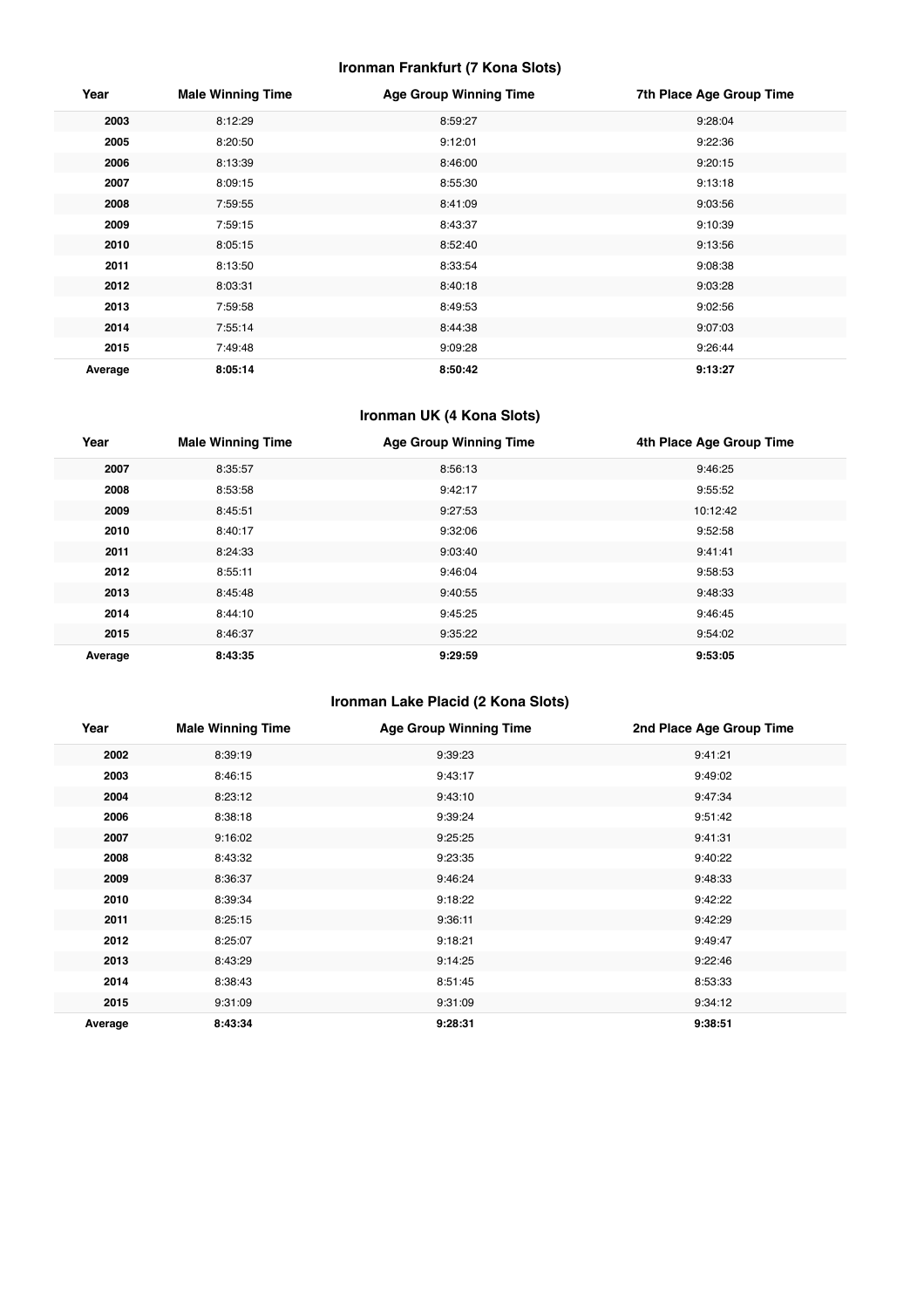### Ironman Frankfurt (7 Kona Slots)

| Year | Male Winning Time | Age Group Winning Time | 7th Place Age Group Time |
|---|---|---|---|
| **2003** | 8:12:29 | 8:59:27 | 9:28:04 |
| **2005** | 8:20:50 | 9:12:01 | 9:22:36 |
| **2006** | 8:13:39 | 8:46:00 | 9:20:15 |
| **2007** | 8:09:15 | 8:55:30 | 9:13:18 |
| **2008** | 7:59:55 | 8:41:09 | 9:03:56 |
| **2009** | 7:59:15 | 8:43:37 | 9:10:39 |
| **2010** | 8:05:15 | 8:52:40 | 9:13:56 |
| **2011** | 8:13:50 | 8:33:54 | 9:08:38 |
| **2012** | 8:03:31 | 8:40:18 | 9:03:28 |
| **2013** | 7:59:58 | 8:49:53 | 9:02:56 |
| **2014** | 7:55:14 | 8:44:38 | 9:07:03 |
| **2015** | 7:49:48 | 9:09:28 | 9:26:44 |
| **Average** | **8:05:14** | **8:50:42** | **9:13:27** |

### Ironman UK (4 Kona Slots)

| Year | Male Winning Time | Age Group Winning Time | 4th Place Age Group Time |
|---|---|---|---|
| **2007** | 8:35:57 | 8:56:13 | 9:46:25 |
| **2008** | 8:53:58 | 9:42:17 | 9:55:52 |
| **2009** | 8:45:51 | 9:27:53 | 10:12:42 |
| **2010** | 8:40:17 | 9:32:06 | 9:52:58 |
| **2011** | 8:24:33 | 9:03:40 | 9:41:41 |
| **2012** | 8:55:11 | 9:46:04 | 9:58:53 |
| **2013** | 8:45:48 | 9:40:55 | 9:48:33 |
| **2014** | 8:44:10 | 9:45:25 | 9:46:45 |
| **2015** | 8:46:37 | 9:35:22 | 9:54:02 |
| **Average** | **8:43:35** | **9:29:59** | **9:53:05** |

### Ironman Lake Placid (2 Kona Slots)

| Year | Male Winning Time | Age Group Winning Time | 2nd Place Age Group Time |
|---|---|---|---|
| **2002** | 8:39:19 | 9:39:23 | 9:41:21 |
| **2003** | 8:46:15 | 9:43:17 | 9:49:02 |
| **2004** | 8:23:12 | 9:43:10 | 9:47:34 |
| **2006** | 8:38:18 | 9:39:24 | 9:51:42 |
| **2007** | 9:16:02 | 9:25:25 | 9:41:31 |
| **2008** | 8:43:32 | 9:23:35 | 9:40:22 |
| **2009** | 8:36:37 | 9:46:24 | 9:48:33 |
| **2010** | 8:39:34 | 9:18:22 | 9:42:22 |
| **2011** | 8:25:15 | 9:36:11 | 9:42:29 |
| **2012** | 8:25:07 | 9:18:21 | 9:49:47 |
| **2013** | 8:43:29 | 9:14:25 | 9:22:46 |
| **2014** | 8:38:43 | 8:51:45 | 8:53:33 |
| **2015** | 9:31:09 | 9:31:09 | 9:34:12 |
| **Average** | **8:43:34** | **9:28:31** | **9:38:51** |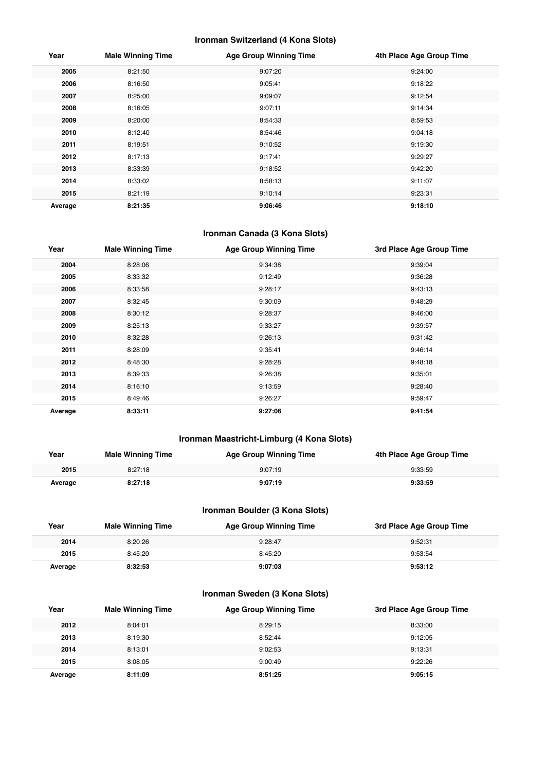### Ironman Switzerland (4 Kona Slots)

| Year | Male Winning Time | Age Group Winning Time | 4th Place Age Group Time |
|---|---|---|---|
| **2005** | 8:21:50 | 9:07:20 | 9:24:00 |
| **2006** | 8:16:50 | 9:05:41 | 9:18:22 |
| **2007** | 8:25:00 | 9:09:07 | 9:12:54 |
| **2008** | 8:16:05 | 9:07:11 | 9:14:34 |
| **2009** | 8:20:00 | 8:54:33 | 8:59:53 |
| **2010** | 8:12:40 | 8:54:46 | 9:04:18 |
| **2011** | 8:19:51 | 9:10:52 | 9:19:30 |
| **2012** | 8:17:13 | 9:17:41 | 9:29:27 |
| **2013** | 8:33:39 | 9:18:52 | 9:42:20 |
| **2014** | 8:33:02 | 8:58:13 | 9:11:07 |
| **2015** | 8:21:19 | 9:10:14 | 9:23:31 |
| **Average** | **8:21:35** | **9:06:46** | **9:18:10** |

### Ironman Canada (3 Kona Slots)

| Year | Male Winning Time | Age Group Winning Time | 3rd Place Age Group Time |
|---|---|---|---|
| **2004** | 8:28:06 | 9:34:38 | 9:39:04 |
| **2005** | 8:33:32 | 9:12:49 | 9:36:28 |
| **2006** | 8:33:58 | 9:28:17 | 9:43:13 |
| **2007** | 8:32:45 | 9:30:09 | 9:48:29 |
| **2008** | 8:30:12 | 9:28:37 | 9:46:00 |
| **2009** | 8:25:13 | 9:33:27 | 9:39:57 |
| **2010** | 8:32:28 | 9:26:13 | 9:31:42 |
| **2011** | 8:28:09 | 9:35:41 | 9:46:14 |
| **2012** | 8:48:30 | 9:28:28 | 9:48:18 |
| **2013** | 8:39:33 | 9:26:38 | 9:35:01 |
| **2014** | 8:16:10 | 9:13:59 | 9:28:40 |
| **2015** | 8:49:46 | 9:26:27 | 9:59:47 |
| **Average** | **8:33:11** | **9:27:06** | **9:41:54** |

### Ironman Maastricht-Limburg (4 Kona Slots)

| Year | Male Winning Time | Age Group Winning Time | 4th Place Age Group Time |
|---|---|---|---|
| **2015** | 8:27:18 | 9:07:19 | 9:33:59 |
| **Average** | **8:27:18** | **9:07:19** | **9:33:59** |

### Ironman Boulder (3 Kona Slots)

| Year | Male Winning Time | Age Group Winning Time | 3rd Place Age Group Time |
|---|---|---|---|
| **2014** | 8:20:26 | 9:28:47 | 9:52:31 |
| **2015** | 8:45:20 | 8:45:20 | 9:53:54 |
| **Average** | **8:32:53** | **9:07:03** | **9:53:12** |

### Ironman Sweden (3 Kona Slots)

| Year | Male Winning Time | Age Group Winning Time | 3rd Place Age Group Time |
|---|---|---|---|
| **2012** | 8:04:01 | 8:29:15 | 8:33:00 |
| **2013** | 8:19:30 | 8:52:44 | 9:12:05 |
| **2014** | 8:13:01 | 9:02:53 | 9:13:31 |
| **2015** | 8:08:05 | 9:00:49 | 9:22:26 |
| **Average** | **8:11:09** | **8:51:25** | **9:05:15** |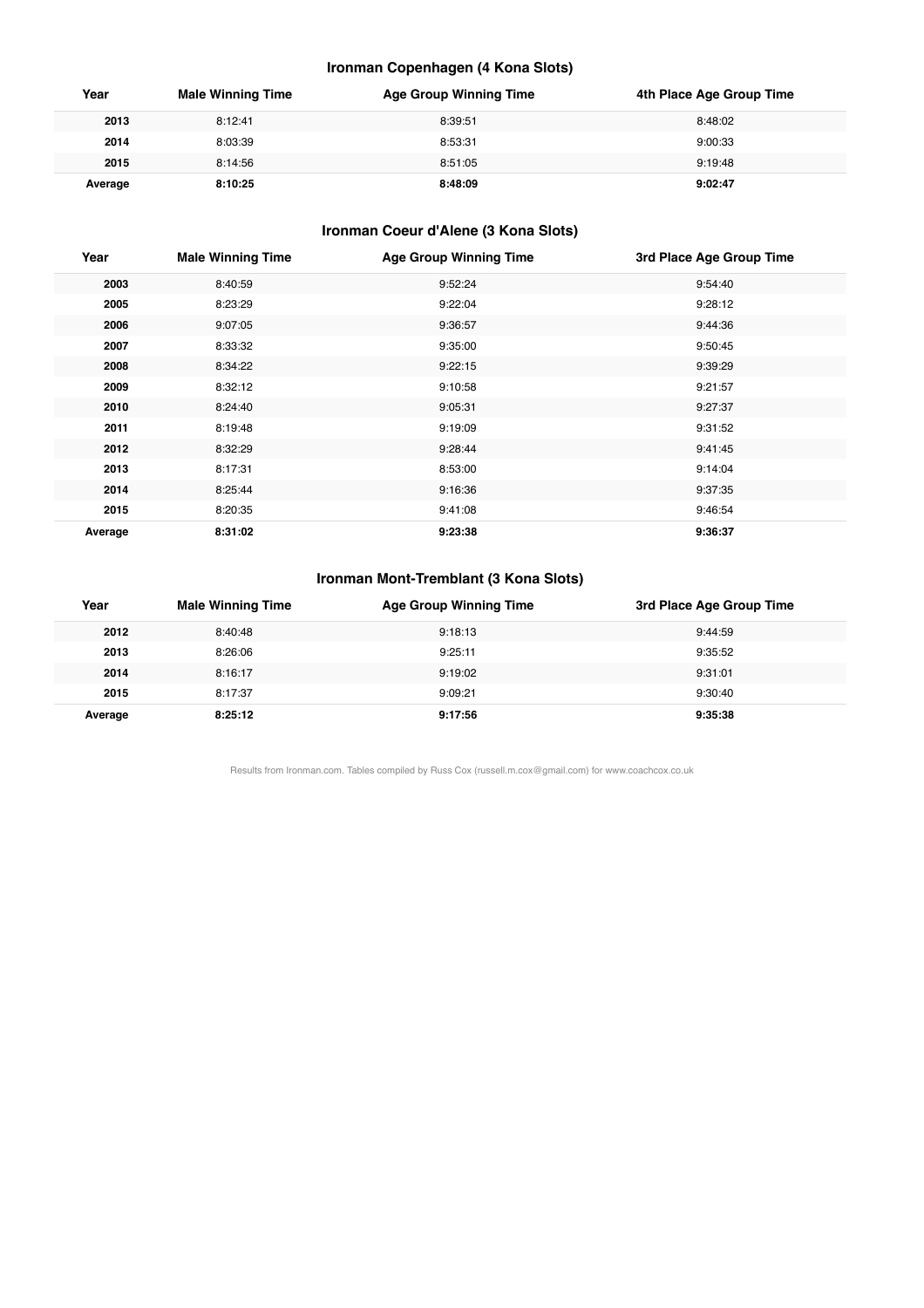### Ironman Copenhagen (4 Kona Slots)

| Year | Male Winning Time | Age Group Winning Time | 4th Place Age Group Time |
|---|---|---|---|
| **2013** | 8:12:41 | 8:39:51 | 8:48:02 |
| **2014** | 8:03:39 | 8:53:31 | 9:00:33 |
| **2015** | 8:14:56 | 8:51:05 | 9:19:48 |
| **Average** | **8:10:25** | **8:48:09** | **9:02:47** |

### Ironman Coeur d'Alene (3 Kona Slots)

| Year | Male Winning Time | Age Group Winning Time | 3rd Place Age Group Time |
|---|---|---|---|
| **2003** | 8:40:59 | 9:52:24 | 9:54:40 |
| **2005** | 8:23:29 | 9:22:04 | 9:28:12 |
| **2006** | 9:07:05 | 9:36:57 | 9:44:36 |
| **2007** | 8:33:32 | 9:35:00 | 9:50:45 |
| **2008** | 8:34:22 | 9:22:15 | 9:39:29 |
| **2009** | 8:32:12 | 9:10:58 | 9:21:57 |
| **2010** | 8:24:40 | 9:05:31 | 9:27:37 |
| **2011** | 8:19:48 | 9:19:09 | 9:31:52 |
| **2012** | 8:32:29 | 9:28:44 | 9:41:45 |
| **2013** | 8:17:31 | 8:53:00 | 9:14:04 |
| **2014** | 8:25:44 | 9:16:36 | 9:37:35 |
| **2015** | 8:20:35 | 9:41:08 | 9:46:54 |
| **Average** | **8:31:02** | **9:23:38** | **9:36:37** |

### Ironman Mont-Tremblant (3 Kona Slots)

| Year | Male Winning Time | Age Group Winning Time | 3rd Place Age Group Time |
|---|---|---|---|
| **2012** | 8:40:48 | 9:18:13 | 9:44:59 |
| **2013** | 8:26:06 | 9:25:11 | 9:35:52 |
| **2014** | 8:16:17 | 9:19:02 | 9:31:01 |
| **2015** | 8:17:37 | 9:09:21 | 9:30:40 |
| **Average** | **8:25:12** | **9:17:56** | **9:35:38** |

Results from Ironman.com. Tables compiled by Russ Cox (russell.m.cox@gmail.com) for www.coachcox.co.uk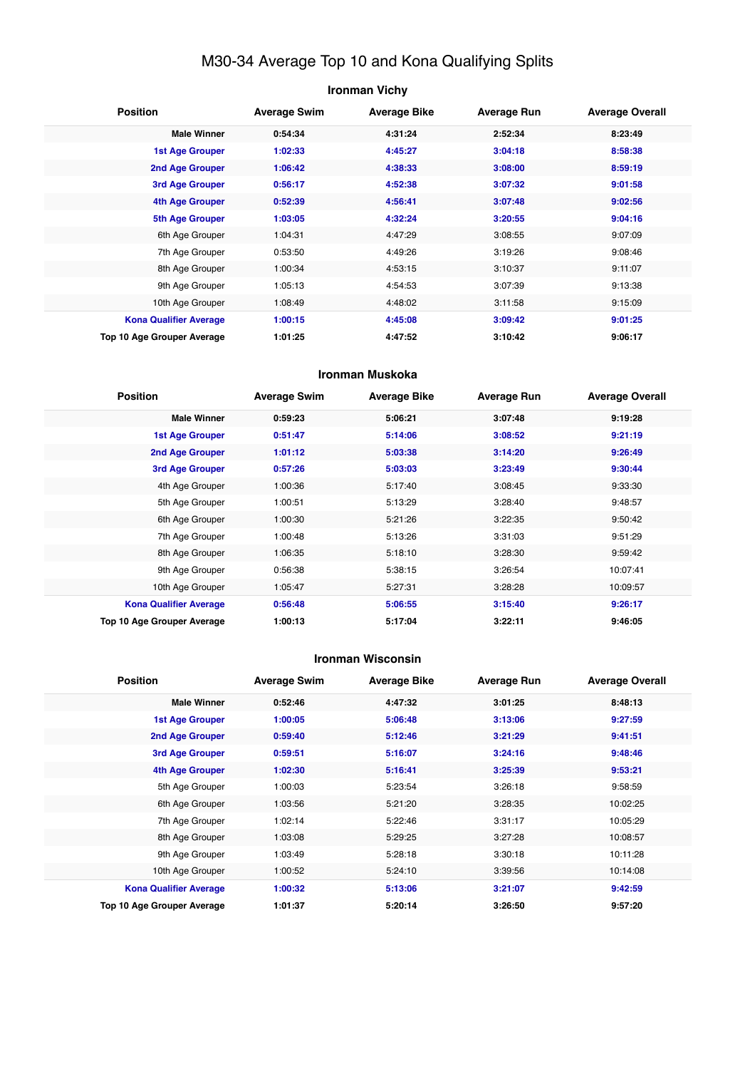# M30-34 Average Top 10 and Kona Qualifying Splits

## Ironman Vichy

| Position | Average Swim | Average Bike | Average Run | Average Overall |
|---|---|---|---|---|
| **Male Winner** | **0:54:34** | **4:31:24** | **2:52:34** | **8:23:49** |
| **1st Age Grouper** | **1:02:33** | **4:45:27** | **3:04:18** | **8:58:38** |
| **2nd Age Grouper** | **1:06:42** | **4:38:33** | **3:08:00** | **8:59:19** |
| **3rd Age Grouper** | **0:56:17** | **4:52:38** | **3:07:32** | **9:01:58** |
| **4th Age Grouper** | **0:52:39** | **4:56:41** | **3:07:48** | **9:02:56** |
| **5th Age Grouper** | **1:03:05** | **4:32:24** | **3:20:55** | **9:04:16** |
| 6th Age Grouper | 1:04:31 | 4:47:29 | 3:08:55 | 9:07:09 |
| 7th Age Grouper | 0:53:50 | 4:49:26 | 3:19:26 | 9:08:46 |
| 8th Age Grouper | 1:00:34 | 4:53:15 | 3:10:37 | 9:11:07 |
| 9th Age Grouper | 1:05:13 | 4:54:53 | 3:07:39 | 9:13:38 |
| 10th Age Grouper | 1:08:49 | 4:48:02 | 3:11:58 | 9:15:09 |
| **Kona Qualifier Average** | **1:00:15** | **4:45:08** | **3:09:42** | **9:01:25** |
| **Top 10 Age Grouper Average** | **1:01:25** | **4:47:52** | **3:10:42** | **9:06:17** |

## Ironman Muskoka

| Position | Average Swim | Average Bike | Average Run | Average Overall |
|---|---|---|---|---|
| **Male Winner** | **0:59:23** | **5:06:21** | **3:07:48** | **9:19:28** |
| **1st Age Grouper** | **0:51:47** | **5:14:06** | **3:08:52** | **9:21:19** |
| **2nd Age Grouper** | **1:01:12** | **5:03:38** | **3:14:20** | **9:26:49** |
| **3rd Age Grouper** | **0:57:26** | **5:03:03** | **3:23:49** | **9:30:44** |
| 4th Age Grouper | 1:00:36 | 5:17:40 | 3:08:45 | 9:33:30 |
| 5th Age Grouper | 1:00:51 | 5:13:29 | 3:28:40 | 9:48:57 |
| 6th Age Grouper | 1:00:30 | 5:21:26 | 3:22:35 | 9:50:42 |
| 7th Age Grouper | 1:00:48 | 5:13:26 | 3:31:03 | 9:51:29 |
| 8th Age Grouper | 1:06:35 | 5:18:10 | 3:28:30 | 9:59:42 |
| 9th Age Grouper | 0:56:38 | 5:38:15 | 3:26:54 | 10:07:41 |
| 10th Age Grouper | 1:05:47 | 5:27:31 | 3:28:28 | 10:09:57 |
| **Kona Qualifier Average** | **0:56:48** | **5:06:55** | **3:15:40** | **9:26:17** |
| **Top 10 Age Grouper Average** | **1:00:13** | **5:17:04** | **3:22:11** | **9:46:05** |

## Ironman Wisconsin

| Position | Average Swim | Average Bike | Average Run | Average Overall |
|---|---|---|---|---|
| **Male Winner** | **0:52:46** | **4:47:32** | **3:01:25** | **8:48:13** |
| **1st Age Grouper** | **1:00:05** | **5:06:48** | **3:13:06** | **9:27:59** |
| **2nd Age Grouper** | **0:59:40** | **5:12:46** | **3:21:29** | **9:41:51** |
| **3rd Age Grouper** | **0:59:51** | **5:16:07** | **3:24:16** | **9:48:46** |
| **4th Age Grouper** | **1:02:30** | **5:16:41** | **3:25:39** | **9:53:21** |
| 5th Age Grouper | 1:00:03 | 5:23:54 | 3:26:18 | 9:58:59 |
| 6th Age Grouper | 1:03:56 | 5:21:20 | 3:28:35 | 10:02:25 |
| 7th Age Grouper | 1:02:14 | 5:22:46 | 3:31:17 | 10:05:29 |
| 8th Age Grouper | 1:03:08 | 5:29:25 | 3:27:28 | 10:08:57 |
| 9th Age Grouper | 1:03:49 | 5:28:18 | 3:30:18 | 10:11:28 |
| 10th Age Grouper | 1:00:52 | 5:24:10 | 3:39:56 | 10:14:08 |
| **Kona Qualifier Average** | **1:00:32** | **5:13:06** | **3:21:07** | **9:42:59** |
| **Top 10 Age Grouper Average** | **1:01:37** | **5:20:14** | **3:26:50** | **9:57:20** |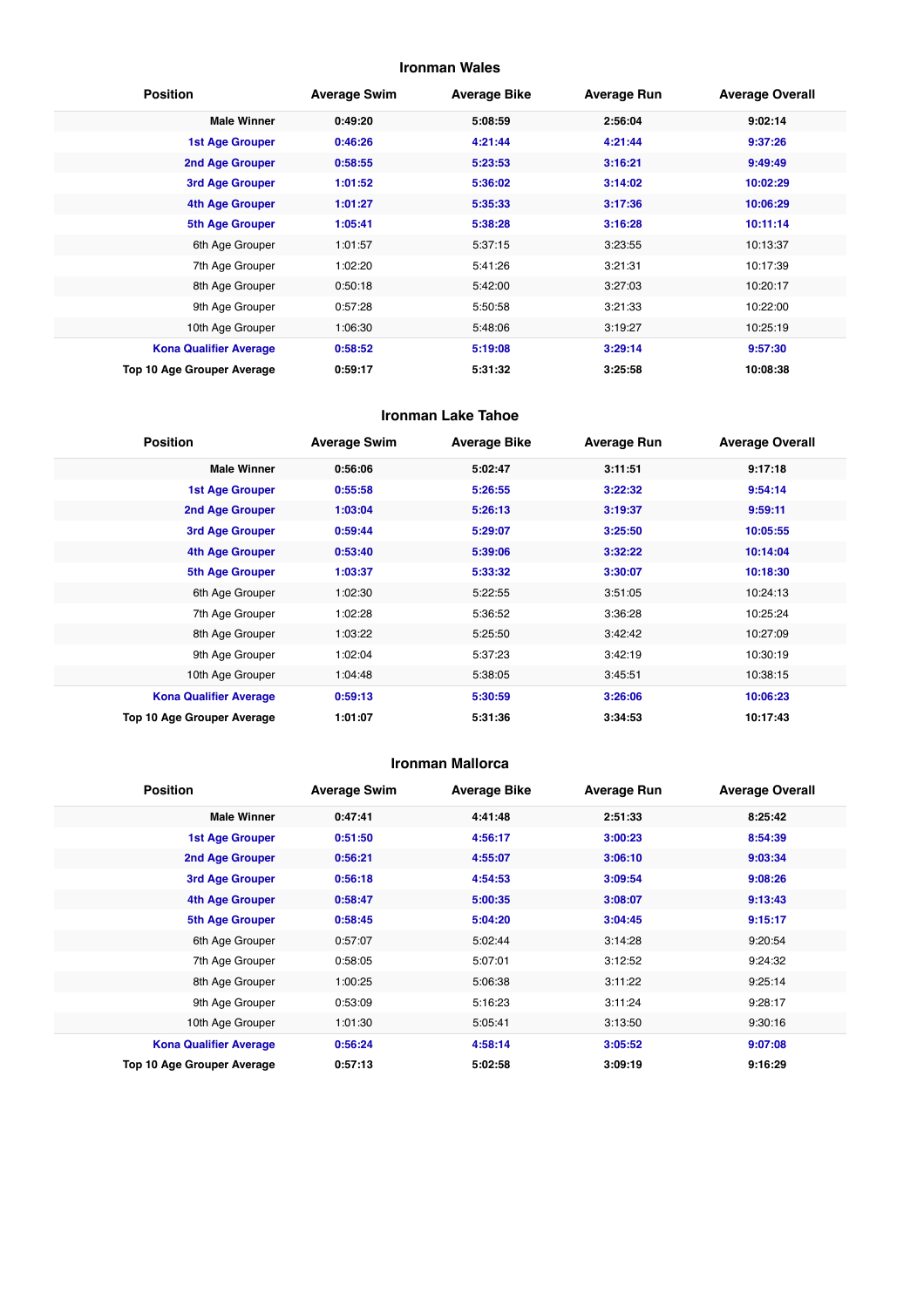## Ironman Wales

| Position | Average Swim | Average Bike | Average Run | Average Overall |
|---|---|---|---|---|
| **Male Winner** | **0:49:20** | **5:08:59** | **2:56:04** | **9:02:14** |
| **1st Age Grouper** | **0:46:26** | **4:21:44** | **4:21:44** | **9:37:26** |
| **2nd Age Grouper** | **0:58:55** | **5:23:53** | **3:16:21** | **9:49:49** |
| **3rd Age Grouper** | **1:01:52** | **5:36:02** | **3:14:02** | **10:02:29** |
| **4th Age Grouper** | **1:01:27** | **5:35:33** | **3:17:36** | **10:06:29** |
| **5th Age Grouper** | **1:05:41** | **5:38:28** | **3:16:28** | **10:11:14** |
| 6th Age Grouper | 1:01:57 | 5:37:15 | 3:23:55 | 10:13:37 |
| 7th Age Grouper | 1:02:20 | 5:41:26 | 3:21:31 | 10:17:39 |
| 8th Age Grouper | 0:50:18 | 5:42:00 | 3:27:03 | 10:20:17 |
| 9th Age Grouper | 0:57:28 | 5:50:58 | 3:21:33 | 10:22:00 |
| 10th Age Grouper | 1:06:30 | 5:48:06 | 3:19:27 | 10:25:19 |
| **Kona Qualifier Average** | **0:58:52** | **5:19:08** | **3:29:14** | **9:57:30** |
| **Top 10 Age Grouper Average** | **0:59:17** | **5:31:32** | **3:25:58** | **10:08:38** |

## Ironman Lake Tahoe

| Position | Average Swim | Average Bike | Average Run | Average Overall |
|---|---|---|---|---|
| **Male Winner** | **0:56:06** | **5:02:47** | **3:11:51** | **9:17:18** |
| **1st Age Grouper** | **0:55:58** | **5:26:55** | **3:22:32** | **9:54:14** |
| **2nd Age Grouper** | **1:03:04** | **5:26:13** | **3:19:37** | **9:59:11** |
| **3rd Age Grouper** | **0:59:44** | **5:29:07** | **3:25:50** | **10:05:55** |
| **4th Age Grouper** | **0:53:40** | **5:39:06** | **3:32:22** | **10:14:04** |
| **5th Age Grouper** | **1:03:37** | **5:33:32** | **3:30:07** | **10:18:30** |
| 6th Age Grouper | 1:02:30 | 5:22:55 | 3:51:05 | 10:24:13 |
| 7th Age Grouper | 1:02:28 | 5:36:52 | 3:36:28 | 10:25:24 |
| 8th Age Grouper | 1:03:22 | 5:25:50 | 3:42:42 | 10:27:09 |
| 9th Age Grouper | 1:02:04 | 5:37:23 | 3:42:19 | 10:30:19 |
| 10th Age Grouper | 1:04:48 | 5:38:05 | 3:45:51 | 10:38:15 |
| **Kona Qualifier Average** | **0:59:13** | **5:30:59** | **3:26:06** | **10:06:23** |
| **Top 10 Age Grouper Average** | **1:01:07** | **5:31:36** | **3:34:53** | **10:17:43** |

## Ironman Mallorca

| Position | Average Swim | Average Bike | Average Run | Average Overall |
|---|---|---|---|---|
| **Male Winner** | **0:47:41** | **4:41:48** | **2:51:33** | **8:25:42** |
| **1st Age Grouper** | **0:51:50** | **4:56:17** | **3:00:23** | **8:54:39** |
| **2nd Age Grouper** | **0:56:21** | **4:55:07** | **3:06:10** | **9:03:34** |
| **3rd Age Grouper** | **0:56:18** | **4:54:53** | **3:09:54** | **9:08:26** |
| **4th Age Grouper** | **0:58:47** | **5:00:35** | **3:08:07** | **9:13:43** |
| **5th Age Grouper** | **0:58:45** | **5:04:20** | **3:04:45** | **9:15:17** |
| 6th Age Grouper | 0:57:07 | 5:02:44 | 3:14:28 | 9:20:54 |
| 7th Age Grouper | 0:58:05 | 5:07:01 | 3:12:52 | 9:24:32 |
| 8th Age Grouper | 1:00:25 | 5:06:38 | 3:11:22 | 9:25:14 |
| 9th Age Grouper | 0:53:09 | 5:16:23 | 3:11:24 | 9:28:17 |
| 10th Age Grouper | 1:01:30 | 5:05:41 | 3:13:50 | 9:30:16 |
| **Kona Qualifier Average** | **0:56:24** | **4:58:14** | **3:05:52** | **9:07:08** |
| **Top 10 Age Grouper Average** | **0:57:13** | **5:02:58** | **3:09:19** | **9:16:29** |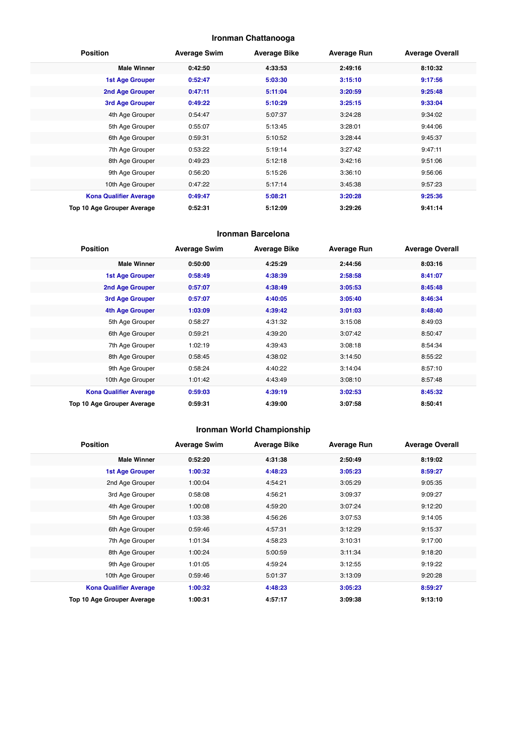## Ironman Chattanooga

| Position | Average Swim | Average Bike | Average Run | Average Overall |
|---|---|---|---|---|
| **Male Winner** | **0:42:50** | **4:33:53** | **2:49:16** | **8:10:32** |
| **1st Age Grouper** | **0:52:47** | **5:03:30** | **3:15:10** | **9:17:56** |
| **2nd Age Grouper** | **0:47:11** | **5:11:04** | **3:20:59** | **9:25:48** |
| **3rd Age Grouper** | **0:49:22** | **5:10:29** | **3:25:15** | **9:33:04** |
| 4th Age Grouper | 0:54:47 | 5:07:37 | 3:24:28 | 9:34:02 |
| 5th Age Grouper | 0:55:07 | 5:13:45 | 3:28:01 | 9:44:06 |
| 6th Age Grouper | 0:59:31 | 5:10:52 | 3:28:44 | 9:45:37 |
| 7th Age Grouper | 0:53:22 | 5:19:14 | 3:27:42 | 9:47:11 |
| 8th Age Grouper | 0:49:23 | 5:12:18 | 3:42:16 | 9:51:06 |
| 9th Age Grouper | 0:56:20 | 5:15:26 | 3:36:10 | 9:56:06 |
| 10th Age Grouper | 0:47:22 | 5:17:14 | 3:45:38 | 9:57:23 |
| **Kona Qualifier Average** | **0:49:47** | **5:08:21** | **3:20:28** | **9:25:36** |
| **Top 10 Age Grouper Average** | **0:52:31** | **5:12:09** | **3:29:26** | **9:41:14** |

## Ironman Barcelona

| Position | Average Swim | Average Bike | Average Run | Average Overall |
|---|---|---|---|---|
| **Male Winner** | **0:50:00** | **4:25:29** | **2:44:56** | **8:03:16** |
| **1st Age Grouper** | **0:58:49** | **4:38:39** | **2:58:58** | **8:41:07** |
| **2nd Age Grouper** | **0:57:07** | **4:38:49** | **3:05:53** | **8:45:48** |
| **3rd Age Grouper** | **0:57:07** | **4:40:05** | **3:05:40** | **8:46:34** |
| **4th Age Grouper** | **1:03:09** | **4:39:42** | **3:01:03** | **8:48:40** |
| 5th Age Grouper | 0:58:27 | 4:31:32 | 3:15:08 | 8:49:03 |
| 6th Age Grouper | 0:59:21 | 4:39:20 | 3:07:42 | 8:50:47 |
| 7th Age Grouper | 1:02:19 | 4:39:43 | 3:08:18 | 8:54:34 |
| 8th Age Grouper | 0:58:45 | 4:38:02 | 3:14:50 | 8:55:22 |
| 9th Age Grouper | 0:58:24 | 4:40:22 | 3:14:04 | 8:57:10 |
| 10th Age Grouper | 1:01:42 | 4:43:49 | 3:08:10 | 8:57:48 |
| **Kona Qualifier Average** | **0:59:03** | **4:39:19** | **3:02:53** | **8:45:32** |
| **Top 10 Age Grouper Average** | **0:59:31** | **4:39:00** | **3:07:58** | **8:50:41** |

## Ironman World Championship

| Position | Average Swim | Average Bike | Average Run | Average Overall |
|---|---|---|---|---|
| **Male Winner** | **0:52:20** | **4:31:38** | **2:50:49** | **8:19:02** |
| **1st Age Grouper** | **1:00:32** | **4:48:23** | **3:05:23** | **8:59:27** |
| 2nd Age Grouper | 1:00:04 | 4:54:21 | 3:05:29 | 9:05:35 |
| 3rd Age Grouper | 0:58:08 | 4:56:21 | 3:09:37 | 9:09:27 |
| 4th Age Grouper | 1:00:08 | 4:59:20 | 3:07:24 | 9:12:20 |
| 5th Age Grouper | 1:03:38 | 4:56:26 | 3:07:53 | 9:14:05 |
| 6th Age Grouper | 0:59:46 | 4:57:31 | 3:12:29 | 9:15:37 |
| 7th Age Grouper | 1:01:34 | 4:58:23 | 3:10:31 | 9:17:00 |
| 8th Age Grouper | 1:00:24 | 5:00:59 | 3:11:34 | 9:18:20 |
| 9th Age Grouper | 1:01:05 | 4:59:24 | 3:12:55 | 9:19:22 |
| 10th Age Grouper | 0:59:46 | 5:01:37 | 3:13:09 | 9:20:28 |
| **Kona Qualifier Average** | **1:00:32** | **4:48:23** | **3:05:23** | **8:59:27** |
| **Top 10 Age Grouper Average** | **1:00:31** | **4:57:17** | **3:09:38** | **9:13:10** |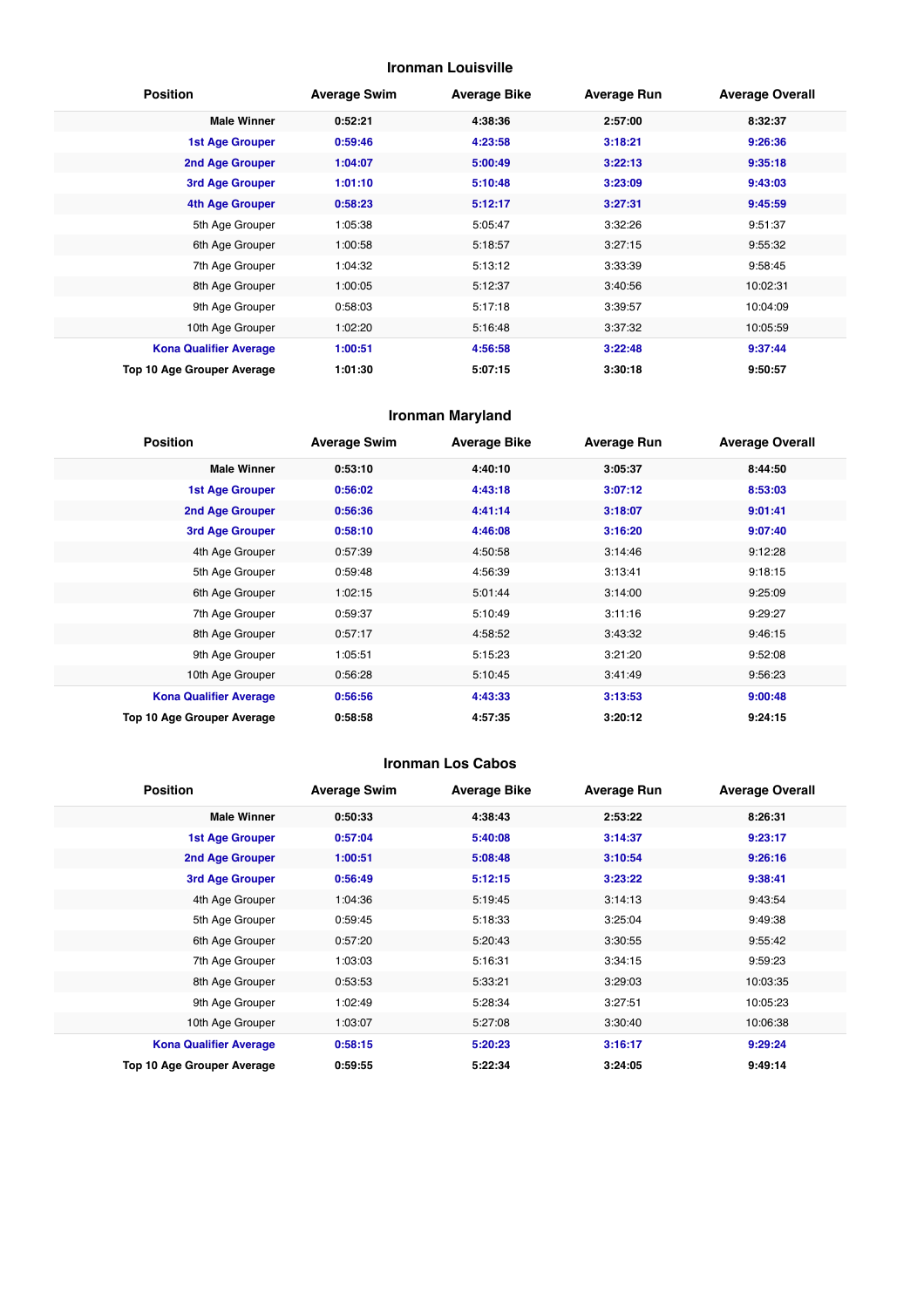### Ironman Louisville

| Position | Average Swim | Average Bike | Average Run | Average Overall |
|---|---|---|---|---|
| **Male Winner** | **0:52:21** | **4:38:36** | **2:57:00** | **8:32:37** |
| **1st Age Grouper** | **0:59:46** | **4:23:58** | **3:18:21** | **9:26:36** |
| **2nd Age Grouper** | **1:04:07** | **5:00:49** | **3:22:13** | **9:35:18** |
| **3rd Age Grouper** | **1:01:10** | **5:10:48** | **3:23:09** | **9:43:03** |
| **4th Age Grouper** | **0:58:23** | **5:12:17** | **3:27:31** | **9:45:59** |
| 5th Age Grouper | 1:05:38 | 5:05:47 | 3:32:26 | 9:51:37 |
| 6th Age Grouper | 1:00:58 | 5:18:57 | 3:27:15 | 9:55:32 |
| 7th Age Grouper | 1:04:32 | 5:13:12 | 3:33:39 | 9:58:45 |
| 8th Age Grouper | 1:00:05 | 5:12:37 | 3:40:56 | 10:02:31 |
| 9th Age Grouper | 0:58:03 | 5:17:18 | 3:39:57 | 10:04:09 |
| 10th Age Grouper | 1:02:20 | 5:16:48 | 3:37:32 | 10:05:59 |
| **Kona Qualifier Average** | **1:00:51** | **4:56:58** | **3:22:48** | **9:37:44** |
| **Top 10 Age Grouper Average** | **1:01:30** | **5:07:15** | **3:30:18** | **9:50:57** |

### Ironman Maryland

| Position | Average Swim | Average Bike | Average Run | Average Overall |
|---|---|---|---|---|
| **Male Winner** | **0:53:10** | **4:40:10** | **3:05:37** | **8:44:50** |
| **1st Age Grouper** | **0:56:02** | **4:43:18** | **3:07:12** | **8:53:03** |
| **2nd Age Grouper** | **0:56:36** | **4:41:14** | **3:18:07** | **9:01:41** |
| **3rd Age Grouper** | **0:58:10** | **4:46:08** | **3:16:20** | **9:07:40** |
| 4th Age Grouper | 0:57:39 | 4:50:58 | 3:14:46 | 9:12:28 |
| 5th Age Grouper | 0:59:48 | 4:56:39 | 3:13:41 | 9:18:15 |
| 6th Age Grouper | 1:02:15 | 5:01:44 | 3:14:00 | 9:25:09 |
| 7th Age Grouper | 0:59:37 | 5:10:49 | 3:11:16 | 9:29:27 |
| 8th Age Grouper | 0:57:17 | 4:58:52 | 3:43:32 | 9:46:15 |
| 9th Age Grouper | 1:05:51 | 5:15:23 | 3:21:20 | 9:52:08 |
| 10th Age Grouper | 0:56:28 | 5:10:45 | 3:41:49 | 9:56:23 |
| **Kona Qualifier Average** | **0:56:56** | **4:43:33** | **3:13:53** | **9:00:48** |
| **Top 10 Age Grouper Average** | **0:58:58** | **4:57:35** | **3:20:12** | **9:24:15** |

### Ironman Los Cabos

| Position | Average Swim | Average Bike | Average Run | Average Overall |
|---|---|---|---|---|
| **Male Winner** | **0:50:33** | **4:38:43** | **2:53:22** | **8:26:31** |
| **1st Age Grouper** | **0:57:04** | **5:40:08** | **3:14:37** | **9:23:17** |
| **2nd Age Grouper** | **1:00:51** | **5:08:48** | **3:10:54** | **9:26:16** |
| **3rd Age Grouper** | **0:56:49** | **5:12:15** | **3:23:22** | **9:38:41** |
| 4th Age Grouper | 1:04:36 | 5:19:45 | 3:14:13 | 9:43:54 |
| 5th Age Grouper | 0:59:45 | 5:18:33 | 3:25:04 | 9:49:38 |
| 6th Age Grouper | 0:57:20 | 5:20:43 | 3:30:55 | 9:55:42 |
| 7th Age Grouper | 1:03:03 | 5:16:31 | 3:34:15 | 9:59:23 |
| 8th Age Grouper | 0:53:53 | 5:33:21 | 3:29:03 | 10:03:35 |
| 9th Age Grouper | 1:02:49 | 5:28:34 | 3:27:51 | 10:05:23 |
| 10th Age Grouper | 1:03:07 | 5:27:08 | 3:30:40 | 10:06:38 |
| **Kona Qualifier Average** | **0:58:15** | **5:20:23** | **3:16:17** | **9:29:24** |
| **Top 10 Age Grouper Average** | **0:59:55** | **5:22:34** | **3:24:05** | **9:49:14** |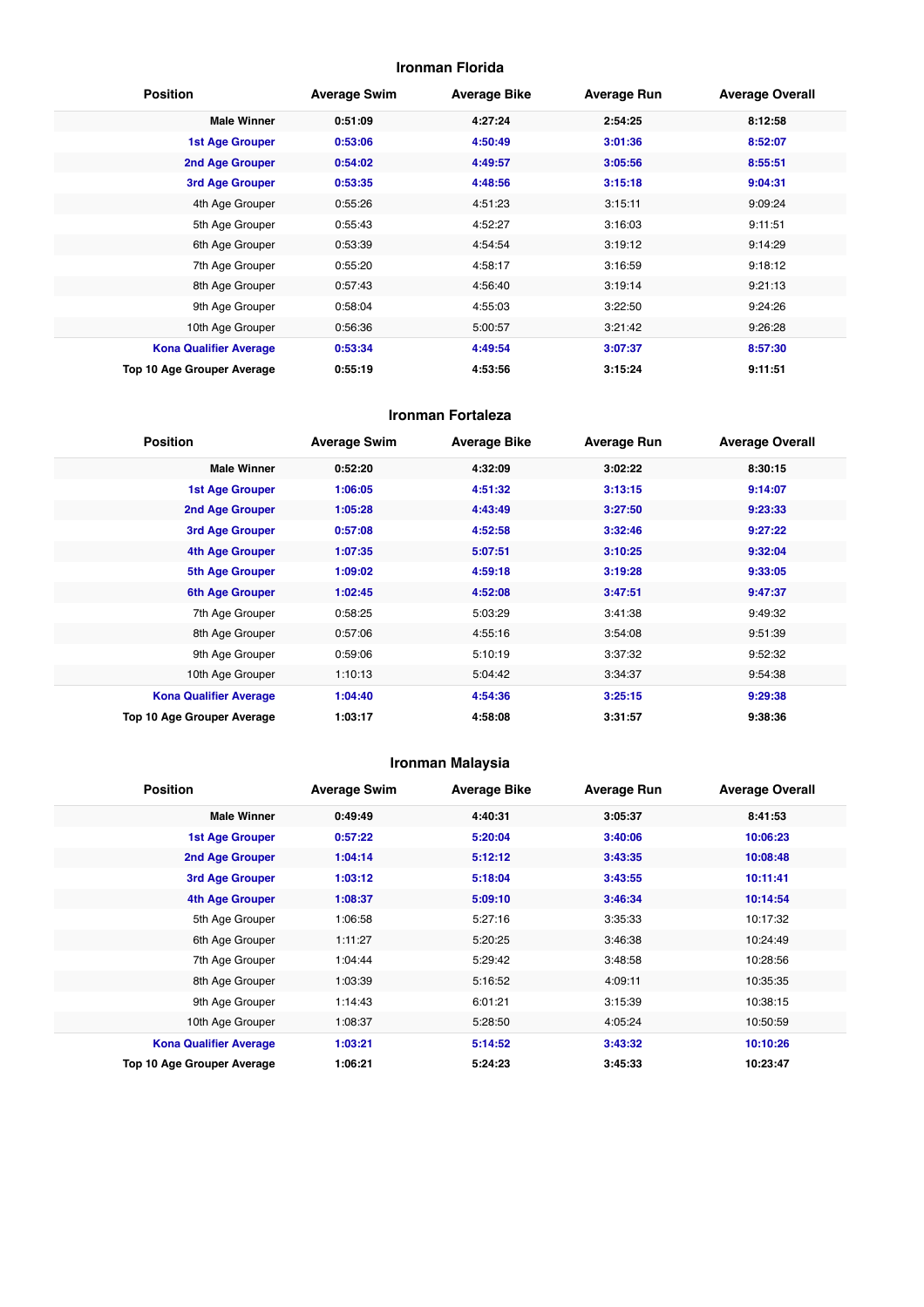### Ironman Florida

| Position | Average Swim | Average Bike | Average Run | Average Overall |
|---|---|---|---|---|
| **Male Winner** | **0:51:09** | **4:27:24** | **2:54:25** | **8:12:58** |
| **1st Age Grouper** | **0:53:06** | **4:50:49** | **3:01:36** | **8:52:07** |
| **2nd Age Grouper** | **0:54:02** | **4:49:57** | **3:05:56** | **8:55:51** |
| **3rd Age Grouper** | **0:53:35** | **4:48:56** | **3:15:18** | **9:04:31** |
| 4th Age Grouper | 0:55:26 | 4:51:23 | 3:15:11 | 9:09:24 |
| 5th Age Grouper | 0:55:43 | 4:52:27 | 3:16:03 | 9:11:51 |
| 6th Age Grouper | 0:53:39 | 4:54:54 | 3:19:12 | 9:14:29 |
| 7th Age Grouper | 0:55:20 | 4:58:17 | 3:16:59 | 9:18:12 |
| 8th Age Grouper | 0:57:43 | 4:56:40 | 3:19:14 | 9:21:13 |
| 9th Age Grouper | 0:58:04 | 4:55:03 | 3:22:50 | 9:24:26 |
| 10th Age Grouper | 0:56:36 | 5:00:57 | 3:21:42 | 9:26:28 |
| **Kona Qualifier Average** | **0:53:34** | **4:49:54** | **3:07:37** | **8:57:30** |
| **Top 10 Age Grouper Average** | **0:55:19** | **4:53:56** | **3:15:24** | **9:11:51** |

### Ironman Fortaleza

| Position | Average Swim | Average Bike | Average Run | Average Overall |
|---|---|---|---|---|
| **Male Winner** | **0:52:20** | **4:32:09** | **3:02:22** | **8:30:15** |
| **1st Age Grouper** | **1:06:05** | **4:51:32** | **3:13:15** | **9:14:07** |
| **2nd Age Grouper** | **1:05:28** | **4:43:49** | **3:27:50** | **9:23:33** |
| **3rd Age Grouper** | **0:57:08** | **4:52:58** | **3:32:46** | **9:27:22** |
| **4th Age Grouper** | **1:07:35** | **5:07:51** | **3:10:25** | **9:32:04** |
| **5th Age Grouper** | **1:09:02** | **4:59:18** | **3:19:28** | **9:33:05** |
| **6th Age Grouper** | **1:02:45** | **4:52:08** | **3:47:51** | **9:47:37** |
| 7th Age Grouper | 0:58:25 | 5:03:29 | 3:41:38 | 9:49:32 |
| 8th Age Grouper | 0:57:06 | 4:55:16 | 3:54:08 | 9:51:39 |
| 9th Age Grouper | 0:59:06 | 5:10:19 | 3:37:32 | 9:52:32 |
| 10th Age Grouper | 1:10:13 | 5:04:42 | 3:34:37 | 9:54:38 |
| **Kona Qualifier Average** | **1:04:40** | **4:54:36** | **3:25:15** | **9:29:38** |
| **Top 10 Age Grouper Average** | **1:03:17** | **4:58:08** | **3:31:57** | **9:38:36** |

### Ironman Malaysia

| Position | Average Swim | Average Bike | Average Run | Average Overall |
|---|---|---|---|---|
| **Male Winner** | **0:49:49** | **4:40:31** | **3:05:37** | **8:41:53** |
| **1st Age Grouper** | **0:57:22** | **5:20:04** | **3:40:06** | **10:06:23** |
| **2nd Age Grouper** | **1:04:14** | **5:12:12** | **3:43:35** | **10:08:48** |
| **3rd Age Grouper** | **1:03:12** | **5:18:04** | **3:43:55** | **10:11:41** |
| **4th Age Grouper** | **1:08:37** | **5:09:10** | **3:46:34** | **10:14:54** |
| 5th Age Grouper | 1:06:58 | 5:27:16 | 3:35:33 | 10:17:32 |
| 6th Age Grouper | 1:11:27 | 5:20:25 | 3:46:38 | 10:24:49 |
| 7th Age Grouper | 1:04:44 | 5:29:42 | 3:48:58 | 10:28:56 |
| 8th Age Grouper | 1:03:39 | 5:16:52 | 4:09:11 | 10:35:35 |
| 9th Age Grouper | 1:14:43 | 6:01:21 | 3:15:39 | 10:38:15 |
| 10th Age Grouper | 1:08:37 | 5:28:50 | 4:05:24 | 10:50:59 |
| **Kona Qualifier Average** | **1:03:21** | **5:14:52** | **3:43:32** | **10:10:26** |
| **Top 10 Age Grouper Average** | **1:06:21** | **5:24:23** | **3:45:33** | **10:23:47** |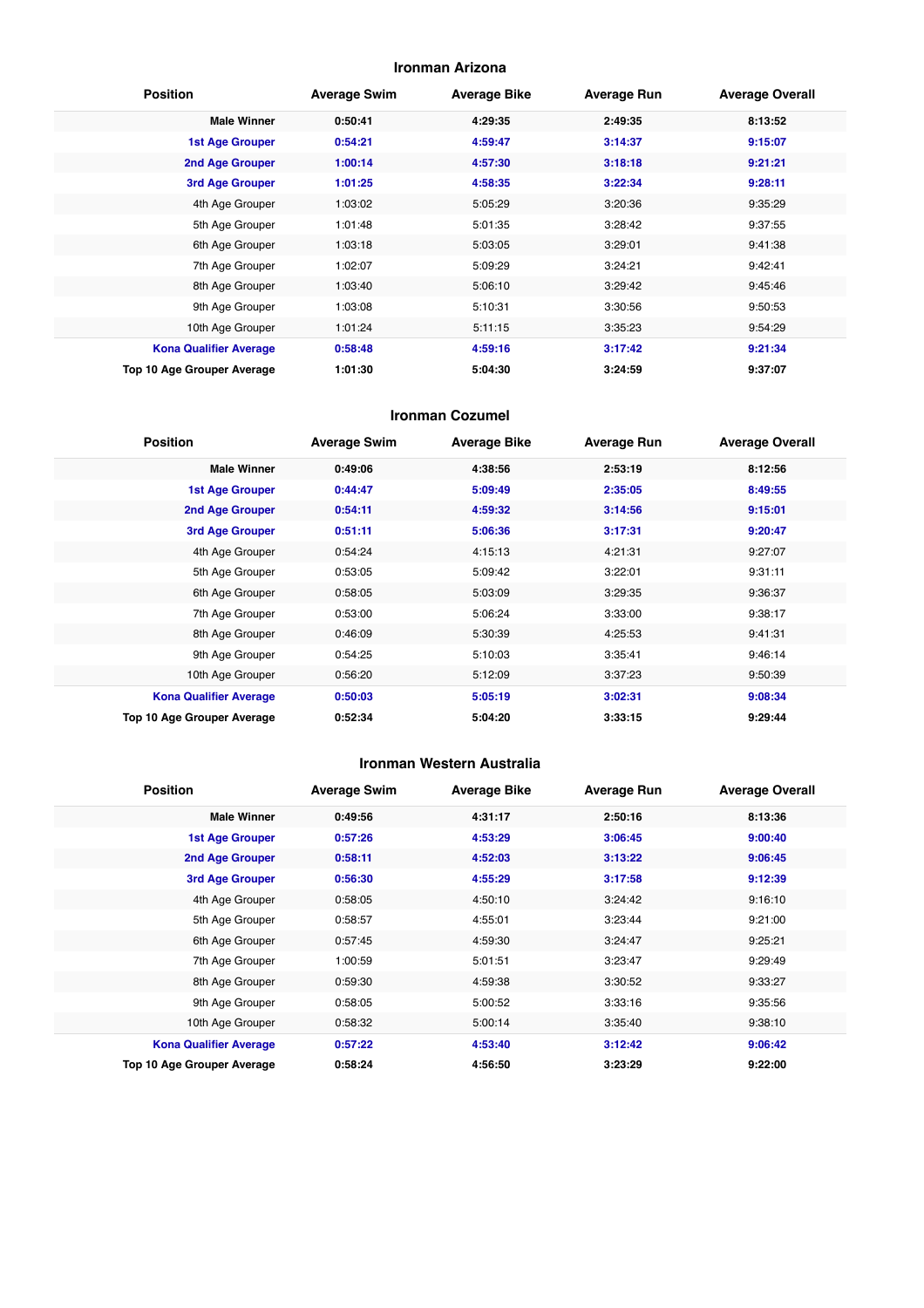## Ironman Arizona

| Position | Average Swim | Average Bike | Average Run | Average Overall |
|---|---|---|---|---|
| **Male Winner** | **0:50:41** | **4:29:35** | **2:49:35** | **8:13:52** |
| **1st Age Grouper** | **0:54:21** | **4:59:47** | **3:14:37** | **9:15:07** |
| **2nd Age Grouper** | **1:00:14** | **4:57:30** | **3:18:18** | **9:21:21** |
| **3rd Age Grouper** | **1:01:25** | **4:58:35** | **3:22:34** | **9:28:11** |
| 4th Age Grouper | 1:03:02 | 5:05:29 | 3:20:36 | 9:35:29 |
| 5th Age Grouper | 1:01:48 | 5:01:35 | 3:28:42 | 9:37:55 |
| 6th Age Grouper | 1:03:18 | 5:03:05 | 3:29:01 | 9:41:38 |
| 7th Age Grouper | 1:02:07 | 5:09:29 | 3:24:21 | 9:42:41 |
| 8th Age Grouper | 1:03:40 | 5:06:10 | 3:29:42 | 9:45:46 |
| 9th Age Grouper | 1:03:08 | 5:10:31 | 3:30:56 | 9:50:53 |
| 10th Age Grouper | 1:01:24 | 5:11:15 | 3:35:23 | 9:54:29 |
| **Kona Qualifier Average** | **0:58:48** | **4:59:16** | **3:17:42** | **9:21:34** |
| **Top 10 Age Grouper Average** | **1:01:30** | **5:04:30** | **3:24:59** | **9:37:07** |

## Ironman Cozumel

| Position | Average Swim | Average Bike | Average Run | Average Overall |
|---|---|---|---|---|
| **Male Winner** | **0:49:06** | **4:38:56** | **2:53:19** | **8:12:56** |
| **1st Age Grouper** | **0:44:47** | **5:09:49** | **2:35:05** | **8:49:55** |
| **2nd Age Grouper** | **0:54:11** | **4:59:32** | **3:14:56** | **9:15:01** |
| **3rd Age Grouper** | **0:51:11** | **5:06:36** | **3:17:31** | **9:20:47** |
| 4th Age Grouper | 0:54:24 | 4:15:13 | 4:21:31 | 9:27:07 |
| 5th Age Grouper | 0:53:05 | 5:09:42 | 3:22:01 | 9:31:11 |
| 6th Age Grouper | 0:58:05 | 5:03:09 | 3:29:35 | 9:36:37 |
| 7th Age Grouper | 0:53:00 | 5:06:24 | 3:33:00 | 9:38:17 |
| 8th Age Grouper | 0:46:09 | 5:30:39 | 4:25:53 | 9:41:31 |
| 9th Age Grouper | 0:54:25 | 5:10:03 | 3:35:41 | 9:46:14 |
| 10th Age Grouper | 0:56:20 | 5:12:09 | 3:37:23 | 9:50:39 |
| **Kona Qualifier Average** | **0:50:03** | **5:05:19** | **3:02:31** | **9:08:34** |
| **Top 10 Age Grouper Average** | **0:52:34** | **5:04:20** | **3:33:15** | **9:29:44** |

## Ironman Western Australia

| Position | Average Swim | Average Bike | Average Run | Average Overall |
|---|---|---|---|---|
| **Male Winner** | **0:49:56** | **4:31:17** | **2:50:16** | **8:13:36** |
| **1st Age Grouper** | **0:57:26** | **4:53:29** | **3:06:45** | **9:00:40** |
| **2nd Age Grouper** | **0:58:11** | **4:52:03** | **3:13:22** | **9:06:45** |
| **3rd Age Grouper** | **0:56:30** | **4:55:29** | **3:17:58** | **9:12:39** |
| 4th Age Grouper | 0:58:05 | 4:50:10 | 3:24:42 | 9:16:10 |
| 5th Age Grouper | 0:58:57 | 4:55:01 | 3:23:44 | 9:21:00 |
| 6th Age Grouper | 0:57:45 | 4:59:30 | 3:24:47 | 9:25:21 |
| 7th Age Grouper | 1:00:59 | 5:01:51 | 3:23:47 | 9:29:49 |
| 8th Age Grouper | 0:59:30 | 4:59:38 | 3:30:52 | 9:33:27 |
| 9th Age Grouper | 0:58:05 | 5:00:52 | 3:33:16 | 9:35:56 |
| 10th Age Grouper | 0:58:32 | 5:00:14 | 3:35:40 | 9:38:10 |
| **Kona Qualifier Average** | **0:57:22** | **4:53:40** | **3:12:42** | **9:06:42** |
| **Top 10 Age Grouper Average** | **0:58:24** | **4:56:50** | **3:23:29** | **9:22:00** |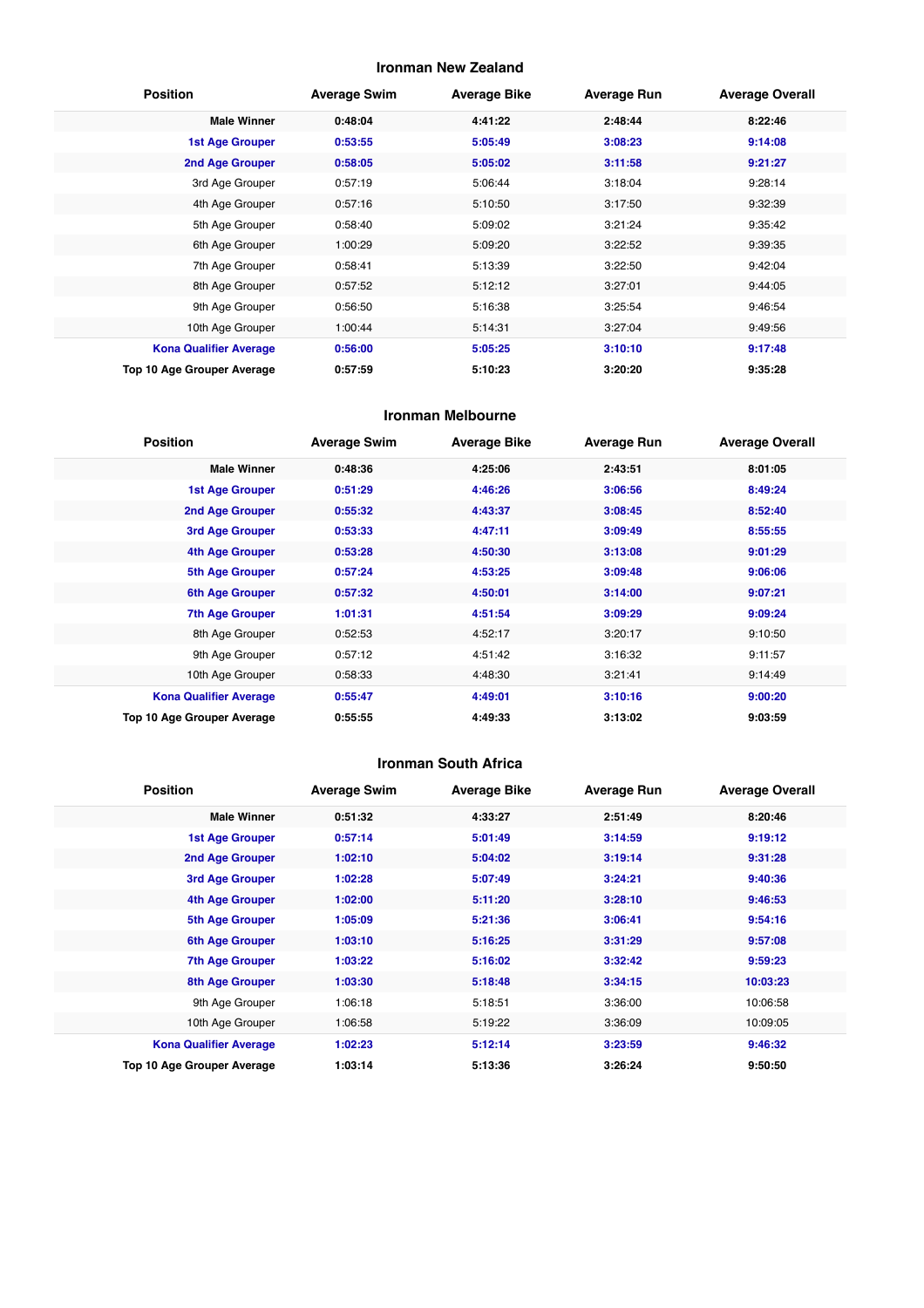### Ironman New Zealand

| Position | Average Swim | Average Bike | Average Run | Average Overall |
|---|---|---|---|---|
| **Male Winner** | **0:48:04** | **4:41:22** | **2:48:44** | **8:22:46** |
| **1st Age Grouper** | **0:53:55** | **5:05:49** | **3:08:23** | **9:14:08** |
| **2nd Age Grouper** | **0:58:05** | **5:05:02** | **3:11:58** | **9:21:27** |
| 3rd Age Grouper | 0:57:19 | 5:06:44 | 3:18:04 | 9:28:14 |
| 4th Age Grouper | 0:57:16 | 5:10:50 | 3:17:50 | 9:32:39 |
| 5th Age Grouper | 0:58:40 | 5:09:02 | 3:21:24 | 9:35:42 |
| 6th Age Grouper | 1:00:29 | 5:09:20 | 3:22:52 | 9:39:35 |
| 7th Age Grouper | 0:58:41 | 5:13:39 | 3:22:50 | 9:42:04 |
| 8th Age Grouper | 0:57:52 | 5:12:12 | 3:27:01 | 9:44:05 |
| 9th Age Grouper | 0:56:50 | 5:16:38 | 3:25:54 | 9:46:54 |
| 10th Age Grouper | 1:00:44 | 5:14:31 | 3:27:04 | 9:49:56 |
| **Kona Qualifier Average** | **0:56:00** | **5:05:25** | **3:10:10** | **9:17:48** |
| **Top 10 Age Grouper Average** | **0:57:59** | **5:10:23** | **3:20:20** | **9:35:28** |

### Ironman Melbourne

| Position | Average Swim | Average Bike | Average Run | Average Overall |
|---|---|---|---|---|
| **Male Winner** | **0:48:36** | **4:25:06** | **2:43:51** | **8:01:05** |
| **1st Age Grouper** | **0:51:29** | **4:46:26** | **3:06:56** | **8:49:24** |
| **2nd Age Grouper** | **0:55:32** | **4:43:37** | **3:08:45** | **8:52:40** |
| **3rd Age Grouper** | **0:53:33** | **4:47:11** | **3:09:49** | **8:55:55** |
| **4th Age Grouper** | **0:53:28** | **4:50:30** | **3:13:08** | **9:01:29** |
| **5th Age Grouper** | **0:57:24** | **4:53:25** | **3:09:48** | **9:06:06** |
| **6th Age Grouper** | **0:57:32** | **4:50:01** | **3:14:00** | **9:07:21** |
| **7th Age Grouper** | **1:01:31** | **4:51:54** | **3:09:29** | **9:09:24** |
| 8th Age Grouper | 0:52:53 | 4:52:17 | 3:20:17 | 9:10:50 |
| 9th Age Grouper | 0:57:12 | 4:51:42 | 3:16:32 | 9:11:57 |
| 10th Age Grouper | 0:58:33 | 4:48:30 | 3:21:41 | 9:14:49 |
| **Kona Qualifier Average** | **0:55:47** | **4:49:01** | **3:10:16** | **9:00:20** |
| **Top 10 Age Grouper Average** | **0:55:55** | **4:49:33** | **3:13:02** | **9:03:59** |

### Ironman South Africa

| Position | Average Swim | Average Bike | Average Run | Average Overall |
|---|---|---|---|---|
| **Male Winner** | **0:51:32** | **4:33:27** | **2:51:49** | **8:20:46** |
| **1st Age Grouper** | **0:57:14** | **5:01:49** | **3:14:59** | **9:19:12** |
| **2nd Age Grouper** | **1:02:10** | **5:04:02** | **3:19:14** | **9:31:28** |
| **3rd Age Grouper** | **1:02:28** | **5:07:49** | **3:24:21** | **9:40:36** |
| **4th Age Grouper** | **1:02:00** | **5:11:20** | **3:28:10** | **9:46:53** |
| **5th Age Grouper** | **1:05:09** | **5:21:36** | **3:06:41** | **9:54:16** |
| **6th Age Grouper** | **1:03:10** | **5:16:25** | **3:31:29** | **9:57:08** |
| **7th Age Grouper** | **1:03:22** | **5:16:02** | **3:32:42** | **9:59:23** |
| **8th Age Grouper** | **1:03:30** | **5:18:48** | **3:34:15** | **10:03:23** |
| 9th Age Grouper | 1:06:18 | 5:18:51 | 3:36:00 | 10:06:58 |
| 10th Age Grouper | 1:06:58 | 5:19:22 | 3:36:09 | 10:09:05 |
| **Kona Qualifier Average** | **1:02:23** | **5:12:14** | **3:23:59** | **9:46:32** |
| **Top 10 Age Grouper Average** | **1:03:14** | **5:13:36** | **3:26:24** | **9:50:50** |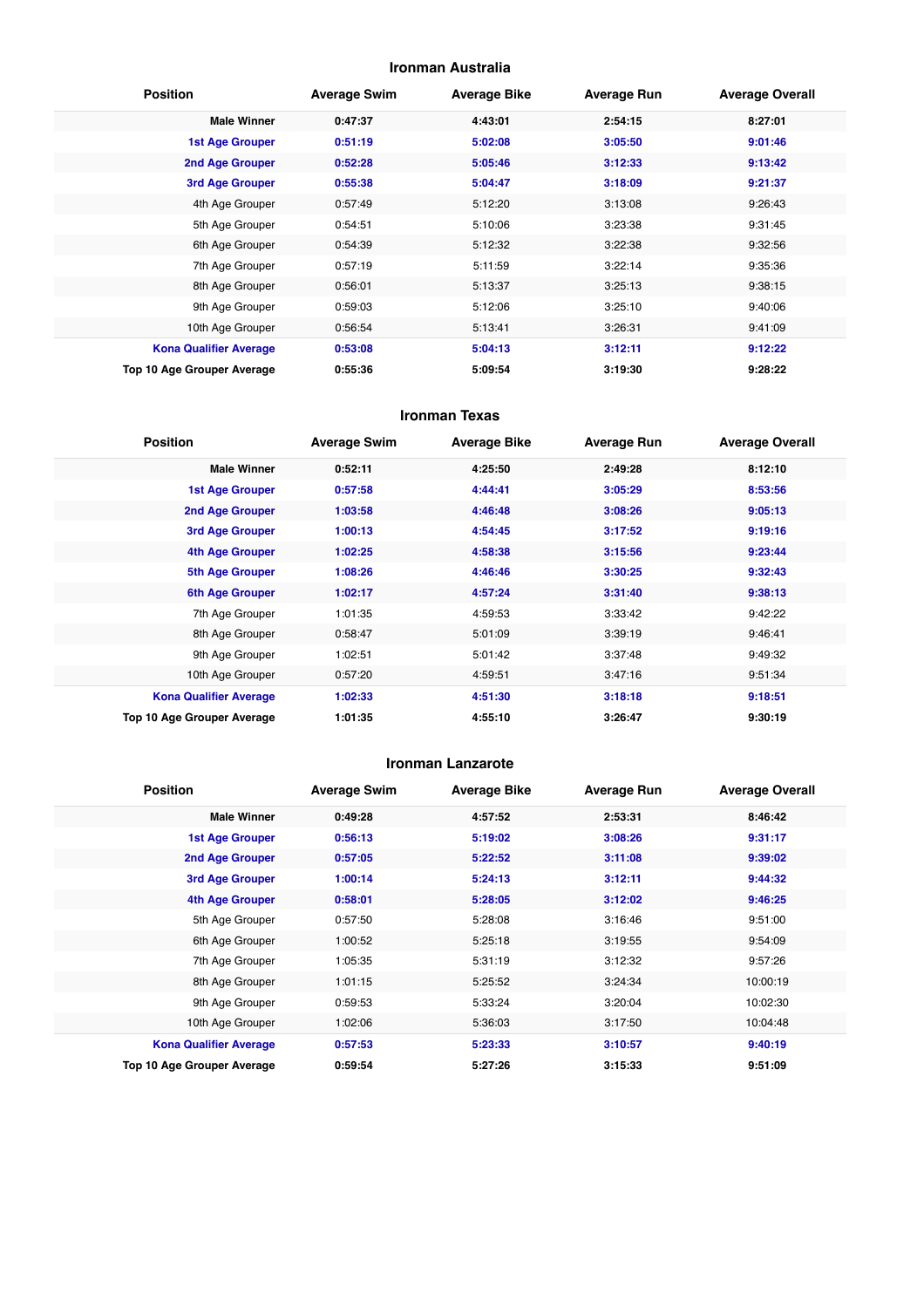## Ironman Australia

| Position | Average Swim | Average Bike | Average Run | Average Overall |
|---|---|---|---|---|
| **Male Winner** | **0:47:37** | **4:43:01** | **2:54:15** | **8:27:01** |
| **1st Age Grouper** | **0:51:19** | **5:02:08** | **3:05:50** | **9:01:46** |
| **2nd Age Grouper** | **0:52:28** | **5:05:46** | **3:12:33** | **9:13:42** |
| **3rd Age Grouper** | **0:55:38** | **5:04:47** | **3:18:09** | **9:21:37** |
| 4th Age Grouper | 0:57:49 | 5:12:20 | 3:13:08 | 9:26:43 |
| 5th Age Grouper | 0:54:51 | 5:10:06 | 3:23:38 | 9:31:45 |
| 6th Age Grouper | 0:54:39 | 5:12:32 | 3:22:38 | 9:32:56 |
| 7th Age Grouper | 0:57:19 | 5:11:59 | 3:22:14 | 9:35:36 |
| 8th Age Grouper | 0:56:01 | 5:13:37 | 3:25:13 | 9:38:15 |
| 9th Age Grouper | 0:59:03 | 5:12:06 | 3:25:10 | 9:40:06 |
| 10th Age Grouper | 0:56:54 | 5:13:41 | 3:26:31 | 9:41:09 |
| **Kona Qualifier Average** | **0:53:08** | **5:04:13** | **3:12:11** | **9:12:22** |
| **Top 10 Age Grouper Average** | **0:55:36** | **5:09:54** | **3:19:30** | **9:28:22** |

## Ironman Texas

| Position | Average Swim | Average Bike | Average Run | Average Overall |
|---|---|---|---|---|
| **Male Winner** | **0:52:11** | **4:25:50** | **2:49:28** | **8:12:10** |
| **1st Age Grouper** | **0:57:58** | **4:44:41** | **3:05:29** | **8:53:56** |
| **2nd Age Grouper** | **1:03:58** | **4:46:48** | **3:08:26** | **9:05:13** |
| **3rd Age Grouper** | **1:00:13** | **4:54:45** | **3:17:52** | **9:19:16** |
| **4th Age Grouper** | **1:02:25** | **4:58:38** | **3:15:56** | **9:23:44** |
| **5th Age Grouper** | **1:08:26** | **4:46:46** | **3:30:25** | **9:32:43** |
| **6th Age Grouper** | **1:02:17** | **4:57:24** | **3:31:40** | **9:38:13** |
| 7th Age Grouper | 1:01:35 | 4:59:53 | 3:33:42 | 9:42:22 |
| 8th Age Grouper | 0:58:47 | 5:01:09 | 3:39:19 | 9:46:41 |
| 9th Age Grouper | 1:02:51 | 5:01:42 | 3:37:48 | 9:49:32 |
| 10th Age Grouper | 0:57:20 | 4:59:51 | 3:47:16 | 9:51:34 |
| **Kona Qualifier Average** | **1:02:33** | **4:51:30** | **3:18:18** | **9:18:51** |
| **Top 10 Age Grouper Average** | **1:01:35** | **4:55:10** | **3:26:47** | **9:30:19** |

## Ironman Lanzarote

| Position | Average Swim | Average Bike | Average Run | Average Overall |
|---|---|---|---|---|
| **Male Winner** | **0:49:28** | **4:57:52** | **2:53:31** | **8:46:42** |
| **1st Age Grouper** | **0:56:13** | **5:19:02** | **3:08:26** | **9:31:17** |
| **2nd Age Grouper** | **0:57:05** | **5:22:52** | **3:11:08** | **9:39:02** |
| **3rd Age Grouper** | **1:00:14** | **5:24:13** | **3:12:11** | **9:44:32** |
| **4th Age Grouper** | **0:58:01** | **5:28:05** | **3:12:02** | **9:46:25** |
| 5th Age Grouper | 0:57:50 | 5:28:08 | 3:16:46 | 9:51:00 |
| 6th Age Grouper | 1:00:52 | 5:25:18 | 3:19:55 | 9:54:09 |
| 7th Age Grouper | 1:05:35 | 5:31:19 | 3:12:32 | 9:57:26 |
| 8th Age Grouper | 1:01:15 | 5:25:52 | 3:24:34 | 10:00:19 |
| 9th Age Grouper | 0:59:53 | 5:33:24 | 3:20:04 | 10:02:30 |
| 10th Age Grouper | 1:02:06 | 5:36:03 | 3:17:50 | 10:04:48 |
| **Kona Qualifier Average** | **0:57:53** | **5:23:33** | **3:10:57** | **9:40:19** |
| **Top 10 Age Grouper Average** | **0:59:54** | **5:27:26** | **3:15:33** | **9:51:09** |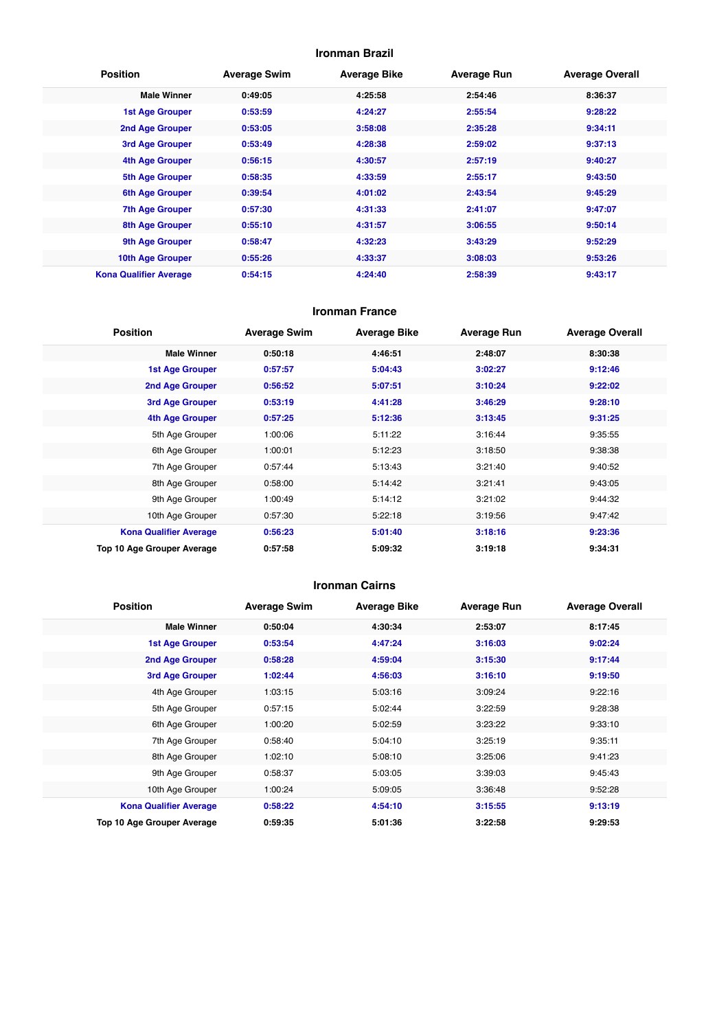### Ironman Brazil

| Position | Average Swim | Average Bike | Average Run | Average Overall |
|---|---|---|---|---|
| **Male Winner** | **0:49:05** | **4:25:58** | **2:54:46** | **8:36:37** |
| **1st Age Grouper** | **0:53:59** | **4:24:27** | **2:55:54** | **9:28:22** |
| **2nd Age Grouper** | **0:53:05** | **3:58:08** | **2:35:28** | **9:34:11** |
| **3rd Age Grouper** | **0:53:49** | **4:28:38** | **2:59:02** | **9:37:13** |
| **4th Age Grouper** | **0:56:15** | **4:30:57** | **2:57:19** | **9:40:27** |
| **5th Age Grouper** | **0:58:35** | **4:33:59** | **2:55:17** | **9:43:50** |
| **6th Age Grouper** | **0:39:54** | **4:01:02** | **2:43:54** | **9:45:29** |
| **7th Age Grouper** | **0:57:30** | **4:31:33** | **2:41:07** | **9:47:07** |
| **8th Age Grouper** | **0:55:10** | **4:31:57** | **3:06:55** | **9:50:14** |
| **9th Age Grouper** | **0:58:47** | **4:32:23** | **3:43:29** | **9:52:29** |
| **10th Age Grouper** | **0:55:26** | **4:33:37** | **3:08:03** | **9:53:26** |
| **Kona Qualifier Average** | **0:54:15** | **4:24:40** | **2:58:39** | **9:43:17** |

### Ironman France

| Position | Average Swim | Average Bike | Average Run | Average Overall |
|---|---|---|---|---|
| **Male Winner** | **0:50:18** | **4:46:51** | **2:48:07** | **8:30:38** |
| **1st Age Grouper** | **0:57:57** | **5:04:43** | **3:02:27** | **9:12:46** |
| **2nd Age Grouper** | **0:56:52** | **5:07:51** | **3:10:24** | **9:22:02** |
| **3rd Age Grouper** | **0:53:19** | **4:41:28** | **3:46:29** | **9:28:10** |
| **4th Age Grouper** | **0:57:25** | **5:12:36** | **3:13:45** | **9:31:25** |
| 5th Age Grouper | 1:00:06 | 5:11:22 | 3:16:44 | 9:35:55 |
| 6th Age Grouper | 1:00:01 | 5:12:23 | 3:18:50 | 9:38:38 |
| 7th Age Grouper | 0:57:44 | 5:13:43 | 3:21:40 | 9:40:52 |
| 8th Age Grouper | 0:58:00 | 5:14:42 | 3:21:41 | 9:43:05 |
| 9th Age Grouper | 1:00:49 | 5:14:12 | 3:21:02 | 9:44:32 |
| 10th Age Grouper | 0:57:30 | 5:22:18 | 3:19:56 | 9:47:42 |
| **Kona Qualifier Average** | **0:56:23** | **5:01:40** | **3:18:16** | **9:23:36** |
| **Top 10 Age Grouper Average** | **0:57:58** | **5:09:32** | **3:19:18** | **9:34:31** |

### Ironman Cairns

| Position | Average Swim | Average Bike | Average Run | Average Overall |
|---|---|---|---|---|
| **Male Winner** | **0:50:04** | **4:30:34** | **2:53:07** | **8:17:45** |
| **1st Age Grouper** | **0:53:54** | **4:47:24** | **3:16:03** | **9:02:24** |
| **2nd Age Grouper** | **0:58:28** | **4:59:04** | **3:15:30** | **9:17:44** |
| **3rd Age Grouper** | **1:02:44** | **4:56:03** | **3:16:10** | **9:19:50** |
| 4th Age Grouper | 1:03:15 | 5:03:16 | 3:09:24 | 9:22:16 |
| 5th Age Grouper | 0:57:15 | 5:02:44 | 3:22:59 | 9:28:38 |
| 6th Age Grouper | 1:00:20 | 5:02:59 | 3:23:22 | 9:33:10 |
| 7th Age Grouper | 0:58:40 | 5:04:10 | 3:25:19 | 9:35:11 |
| 8th Age Grouper | 1:02:10 | 5:08:10 | 3:25:06 | 9:41:23 |
| 9th Age Grouper | 0:58:37 | 5:03:05 | 3:39:03 | 9:45:43 |
| 10th Age Grouper | 1:00:24 | 5:09:05 | 3:36:48 | 9:52:28 |
| **Kona Qualifier Average** | **0:58:22** | **4:54:10** | **3:15:55** | **9:13:19** |
| **Top 10 Age Grouper Average** | **0:59:35** | **5:01:36** | **3:22:58** | **9:29:53** |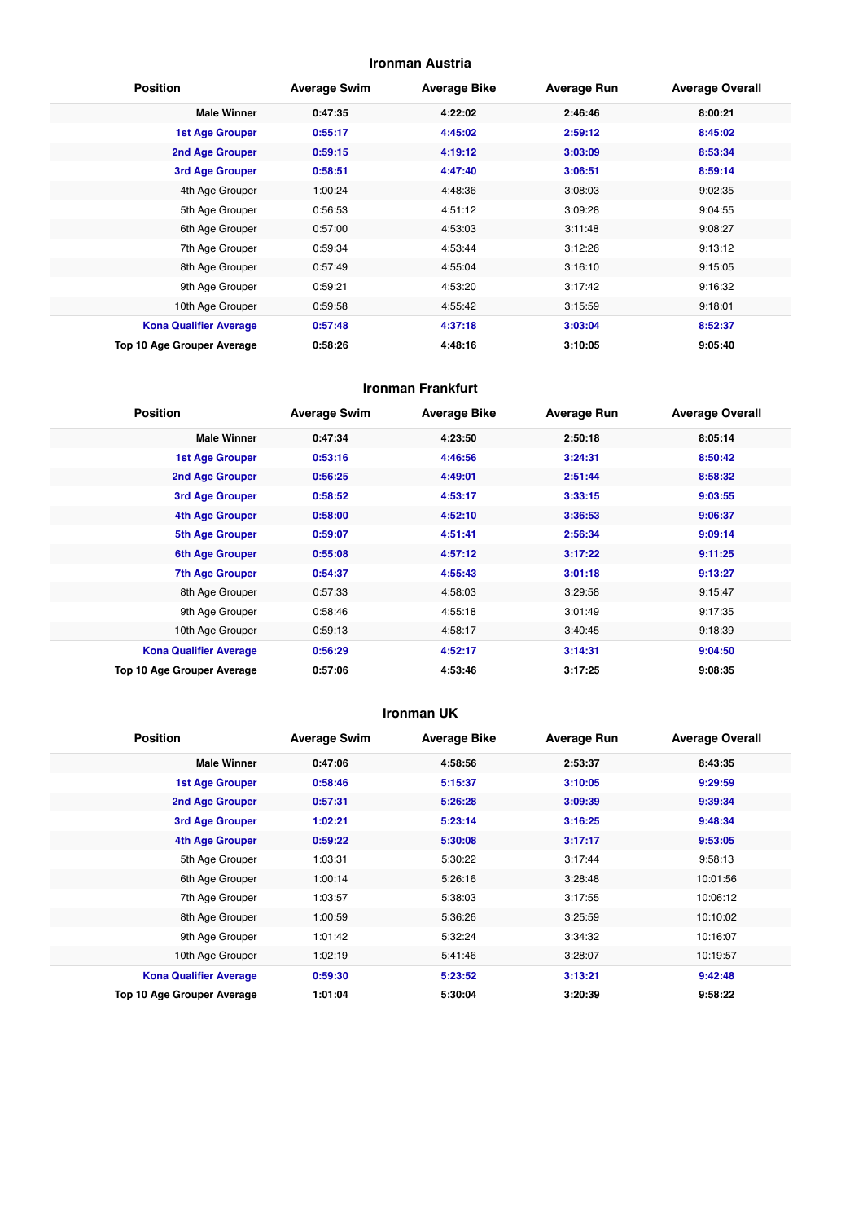## Ironman Austria

| Position | Average Swim | Average Bike | Average Run | Average Overall |
|---|---|---|---|---|
| **Male Winner** | **0:47:35** | **4:22:02** | **2:46:46** | **8:00:21** |
| **1st Age Grouper** | **0:55:17** | **4:45:02** | **2:59:12** | **8:45:02** |
| **2nd Age Grouper** | **0:59:15** | **4:19:12** | **3:03:09** | **8:53:34** |
| **3rd Age Grouper** | **0:58:51** | **4:47:40** | **3:06:51** | **8:59:14** |
| 4th Age Grouper | 1:00:24 | 4:48:36 | 3:08:03 | 9:02:35 |
| 5th Age Grouper | 0:56:53 | 4:51:12 | 3:09:28 | 9:04:55 |
| 6th Age Grouper | 0:57:00 | 4:53:03 | 3:11:48 | 9:08:27 |
| 7th Age Grouper | 0:59:34 | 4:53:44 | 3:12:26 | 9:13:12 |
| 8th Age Grouper | 0:57:49 | 4:55:04 | 3:16:10 | 9:15:05 |
| 9th Age Grouper | 0:59:21 | 4:53:20 | 3:17:42 | 9:16:32 |
| 10th Age Grouper | 0:59:58 | 4:55:42 | 3:15:59 | 9:18:01 |
| **Kona Qualifier Average** | **0:57:48** | **4:37:18** | **3:03:04** | **8:52:37** |
| **Top 10 Age Grouper Average** | **0:58:26** | **4:48:16** | **3:10:05** | **9:05:40** |

## Ironman Frankfurt

| Position | Average Swim | Average Bike | Average Run | Average Overall |
|---|---|---|---|---|
| **Male Winner** | **0:47:34** | **4:23:50** | **2:50:18** | **8:05:14** |
| **1st Age Grouper** | **0:53:16** | **4:46:56** | **3:24:31** | **8:50:42** |
| **2nd Age Grouper** | **0:56:25** | **4:49:01** | **2:51:44** | **8:58:32** |
| **3rd Age Grouper** | **0:58:52** | **4:53:17** | **3:33:15** | **9:03:55** |
| **4th Age Grouper** | **0:58:00** | **4:52:10** | **3:36:53** | **9:06:37** |
| **5th Age Grouper** | **0:59:07** | **4:51:41** | **2:56:34** | **9:09:14** |
| **6th Age Grouper** | **0:55:08** | **4:57:12** | **3:17:22** | **9:11:25** |
| **7th Age Grouper** | **0:54:37** | **4:55:43** | **3:01:18** | **9:13:27** |
| 8th Age Grouper | 0:57:33 | 4:58:03 | 3:29:58 | 9:15:47 |
| 9th Age Grouper | 0:58:46 | 4:55:18 | 3:01:49 | 9:17:35 |
| 10th Age Grouper | 0:59:13 | 4:58:17 | 3:40:45 | 9:18:39 |
| **Kona Qualifier Average** | **0:56:29** | **4:52:17** | **3:14:31** | **9:04:50** |
| **Top 10 Age Grouper Average** | **0:57:06** | **4:53:46** | **3:17:25** | **9:08:35** |

## Ironman UK

| Position | Average Swim | Average Bike | Average Run | Average Overall |
|---|---|---|---|---|
| **Male Winner** | **0:47:06** | **4:58:56** | **2:53:37** | **8:43:35** |
| **1st Age Grouper** | **0:58:46** | **5:15:37** | **3:10:05** | **9:29:59** |
| **2nd Age Grouper** | **0:57:31** | **5:26:28** | **3:09:39** | **9:39:34** |
| **3rd Age Grouper** | **1:02:21** | **5:23:14** | **3:16:25** | **9:48:34** |
| **4th Age Grouper** | **0:59:22** | **5:30:08** | **3:17:17** | **9:53:05** |
| 5th Age Grouper | 1:03:31 | 5:30:22 | 3:17:44 | 9:58:13 |
| 6th Age Grouper | 1:00:14 | 5:26:16 | 3:28:48 | 10:01:56 |
| 7th Age Grouper | 1:03:57 | 5:38:03 | 3:17:55 | 10:06:12 |
| 8th Age Grouper | 1:00:59 | 5:36:26 | 3:25:59 | 10:10:02 |
| 9th Age Grouper | 1:01:42 | 5:32:24 | 3:34:32 | 10:16:07 |
| 10th Age Grouper | 1:02:19 | 5:41:46 | 3:28:07 | 10:19:57 |
| **Kona Qualifier Average** | **0:59:30** | **5:23:52** | **3:13:21** | **9:42:48** |
| **Top 10 Age Grouper Average** | **1:01:04** | **5:30:04** | **3:20:39** | **9:58:22** |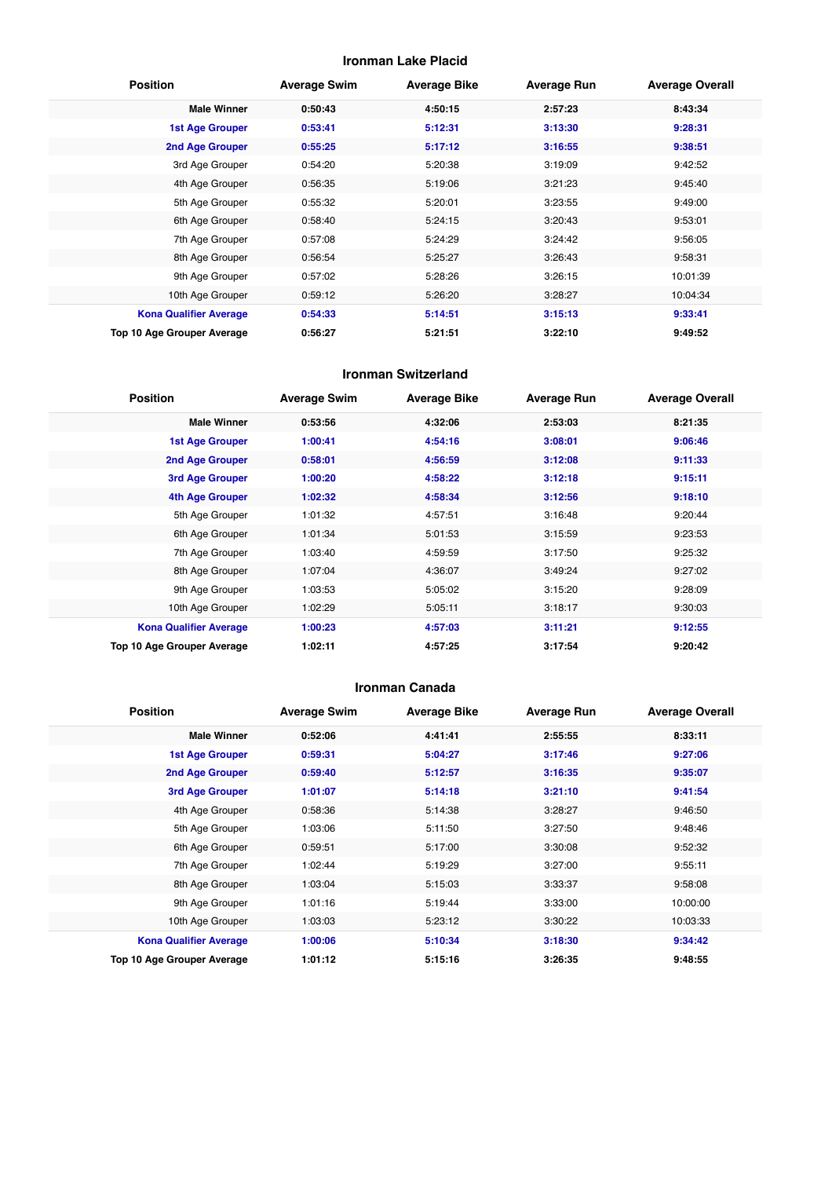## Ironman Lake Placid

| Position | Average Swim | Average Bike | Average Run | Average Overall |
|---|---|---|---|---|
| **Male Winner** | **0:50:43** | **4:50:15** | **2:57:23** | **8:43:34** |
| **1st Age Grouper** | **0:53:41** | **5:12:31** | **3:13:30** | **9:28:31** |
| **2nd Age Grouper** | **0:55:25** | **5:17:12** | **3:16:55** | **9:38:51** |
| 3rd Age Grouper | 0:54:20 | 5:20:38 | 3:19:09 | 9:42:52 |
| 4th Age Grouper | 0:56:35 | 5:19:06 | 3:21:23 | 9:45:40 |
| 5th Age Grouper | 0:55:32 | 5:20:01 | 3:23:55 | 9:49:00 |
| 6th Age Grouper | 0:58:40 | 5:24:15 | 3:20:43 | 9:53:01 |
| 7th Age Grouper | 0:57:08 | 5:24:29 | 3:24:42 | 9:56:05 |
| 8th Age Grouper | 0:56:54 | 5:25:27 | 3:26:43 | 9:58:31 |
| 9th Age Grouper | 0:57:02 | 5:28:26 | 3:26:15 | 10:01:39 |
| 10th Age Grouper | 0:59:12 | 5:26:20 | 3:28:27 | 10:04:34 |
| **Kona Qualifier Average** | **0:54:33** | **5:14:51** | **3:15:13** | **9:33:41** |
| **Top 10 Age Grouper Average** | **0:56:27** | **5:21:51** | **3:22:10** | **9:49:52** |

## Ironman Switzerland

| Position | Average Swim | Average Bike | Average Run | Average Overall |
|---|---|---|---|---|
| **Male Winner** | **0:53:56** | **4:32:06** | **2:53:03** | **8:21:35** |
| **1st Age Grouper** | **1:00:41** | **4:54:16** | **3:08:01** | **9:06:46** |
| **2nd Age Grouper** | **0:58:01** | **4:56:59** | **3:12:08** | **9:11:33** |
| **3rd Age Grouper** | **1:00:20** | **4:58:22** | **3:12:18** | **9:15:11** |
| **4th Age Grouper** | **1:02:32** | **4:58:34** | **3:12:56** | **9:18:10** |
| 5th Age Grouper | 1:01:32 | 4:57:51 | 3:16:48 | 9:20:44 |
| 6th Age Grouper | 1:01:34 | 5:01:53 | 3:15:59 | 9:23:53 |
| 7th Age Grouper | 1:03:40 | 4:59:59 | 3:17:50 | 9:25:32 |
| 8th Age Grouper | 1:07:04 | 4:36:07 | 3:49:24 | 9:27:02 |
| 9th Age Grouper | 1:03:53 | 5:05:02 | 3:15:20 | 9:28:09 |
| 10th Age Grouper | 1:02:29 | 5:05:11 | 3:18:17 | 9:30:03 |
| **Kona Qualifier Average** | **1:00:23** | **4:57:03** | **3:11:21** | **9:12:55** |
| **Top 10 Age Grouper Average** | **1:02:11** | **4:57:25** | **3:17:54** | **9:20:42** |

## Ironman Canada

| Position | Average Swim | Average Bike | Average Run | Average Overall |
|---|---|---|---|---|
| **Male Winner** | **0:52:06** | **4:41:41** | **2:55:55** | **8:33:11** |
| **1st Age Grouper** | **0:59:31** | **5:04:27** | **3:17:46** | **9:27:06** |
| **2nd Age Grouper** | **0:59:40** | **5:12:57** | **3:16:35** | **9:35:07** |
| **3rd Age Grouper** | **1:01:07** | **5:14:18** | **3:21:10** | **9:41:54** |
| 4th Age Grouper | 0:58:36 | 5:14:38 | 3:28:27 | 9:46:50 |
| 5th Age Grouper | 1:03:06 | 5:11:50 | 3:27:50 | 9:48:46 |
| 6th Age Grouper | 0:59:51 | 5:17:00 | 3:30:08 | 9:52:32 |
| 7th Age Grouper | 1:02:44 | 5:19:29 | 3:27:00 | 9:55:11 |
| 8th Age Grouper | 1:03:04 | 5:15:03 | 3:33:37 | 9:58:08 |
| 9th Age Grouper | 1:01:16 | 5:19:44 | 3:33:00 | 10:00:00 |
| 10th Age Grouper | 1:03:03 | 5:23:12 | 3:30:22 | 10:03:33 |
| **Kona Qualifier Average** | **1:00:06** | **5:10:34** | **3:18:30** | **9:34:42** |
| **Top 10 Age Grouper Average** | **1:01:12** | **5:15:16** | **3:26:35** | **9:48:55** |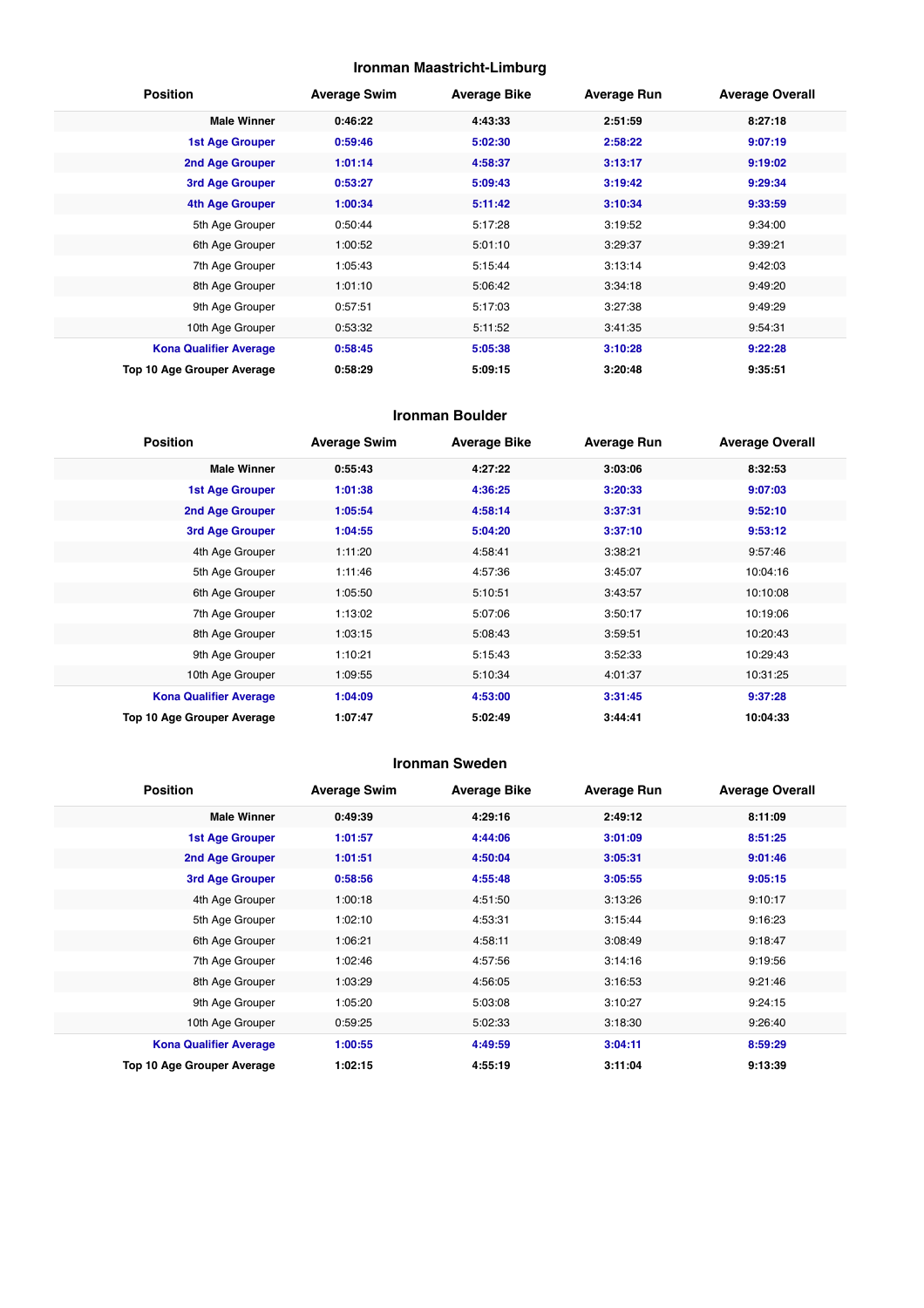## Ironman Maastricht-Limburg

| Position | Average Swim | Average Bike | Average Run | Average Overall |
|---|---|---|---|---|
| **Male Winner** | **0:46:22** | **4:43:33** | **2:51:59** | **8:27:18** |
| **1st Age Grouper** | **0:59:46** | **5:02:30** | **2:58:22** | **9:07:19** |
| **2nd Age Grouper** | **1:01:14** | **4:58:37** | **3:13:17** | **9:19:02** |
| **3rd Age Grouper** | **0:53:27** | **5:09:43** | **3:19:42** | **9:29:34** |
| **4th Age Grouper** | **1:00:34** | **5:11:42** | **3:10:34** | **9:33:59** |
| 5th Age Grouper | 0:50:44 | 5:17:28 | 3:19:52 | 9:34:00 |
| 6th Age Grouper | 1:00:52 | 5:01:10 | 3:29:37 | 9:39:21 |
| 7th Age Grouper | 1:05:43 | 5:15:44 | 3:13:14 | 9:42:03 |
| 8th Age Grouper | 1:01:10 | 5:06:42 | 3:34:18 | 9:49:20 |
| 9th Age Grouper | 0:57:51 | 5:17:03 | 3:27:38 | 9:49:29 |
| 10th Age Grouper | 0:53:32 | 5:11:52 | 3:41:35 | 9:54:31 |
| **Kona Qualifier Average** | **0:58:45** | **5:05:38** | **3:10:28** | **9:22:28** |
| **Top 10 Age Grouper Average** | **0:58:29** | **5:09:15** | **3:20:48** | **9:35:51** |

## Ironman Boulder

| Position | Average Swim | Average Bike | Average Run | Average Overall |
|---|---|---|---|---|
| **Male Winner** | **0:55:43** | **4:27:22** | **3:03:06** | **8:32:53** |
| **1st Age Grouper** | **1:01:38** | **4:36:25** | **3:20:33** | **9:07:03** |
| **2nd Age Grouper** | **1:05:54** | **4:58:14** | **3:37:31** | **9:52:10** |
| **3rd Age Grouper** | **1:04:55** | **5:04:20** | **3:37:10** | **9:53:12** |
| 4th Age Grouper | 1:11:20 | 4:58:41 | 3:38:21 | 9:57:46 |
| 5th Age Grouper | 1:11:46 | 4:57:36 | 3:45:07 | 10:04:16 |
| 6th Age Grouper | 1:05:50 | 5:10:51 | 3:43:57 | 10:10:08 |
| 7th Age Grouper | 1:13:02 | 5:07:06 | 3:50:17 | 10:19:06 |
| 8th Age Grouper | 1:03:15 | 5:08:43 | 3:59:51 | 10:20:43 |
| 9th Age Grouper | 1:10:21 | 5:15:43 | 3:52:33 | 10:29:43 |
| 10th Age Grouper | 1:09:55 | 5:10:34 | 4:01:37 | 10:31:25 |
| **Kona Qualifier Average** | **1:04:09** | **4:53:00** | **3:31:45** | **9:37:28** |
| **Top 10 Age Grouper Average** | **1:07:47** | **5:02:49** | **3:44:41** | **10:04:33** |

## Ironman Sweden

| Position | Average Swim | Average Bike | Average Run | Average Overall |
|---|---|---|---|---|
| **Male Winner** | **0:49:39** | **4:29:16** | **2:49:12** | **8:11:09** |
| **1st Age Grouper** | **1:01:57** | **4:44:06** | **3:01:09** | **8:51:25** |
| **2nd Age Grouper** | **1:01:51** | **4:50:04** | **3:05:31** | **9:01:46** |
| **3rd Age Grouper** | **0:58:56** | **4:55:48** | **3:05:55** | **9:05:15** |
| 4th Age Grouper | 1:00:18 | 4:51:50 | 3:13:26 | 9:10:17 |
| 5th Age Grouper | 1:02:10 | 4:53:31 | 3:15:44 | 9:16:23 |
| 6th Age Grouper | 1:06:21 | 4:58:11 | 3:08:49 | 9:18:47 |
| 7th Age Grouper | 1:02:46 | 4:57:56 | 3:14:16 | 9:19:56 |
| 8th Age Grouper | 1:03:29 | 4:56:05 | 3:16:53 | 9:21:46 |
| 9th Age Grouper | 1:05:20 | 5:03:08 | 3:10:27 | 9:24:15 |
| 10th Age Grouper | 0:59:25 | 5:02:33 | 3:18:30 | 9:26:40 |
| **Kona Qualifier Average** | **1:00:55** | **4:49:59** | **3:04:11** | **8:59:29** |
| **Top 10 Age Grouper Average** | **1:02:15** | **4:55:19** | **3:11:04** | **9:13:39** |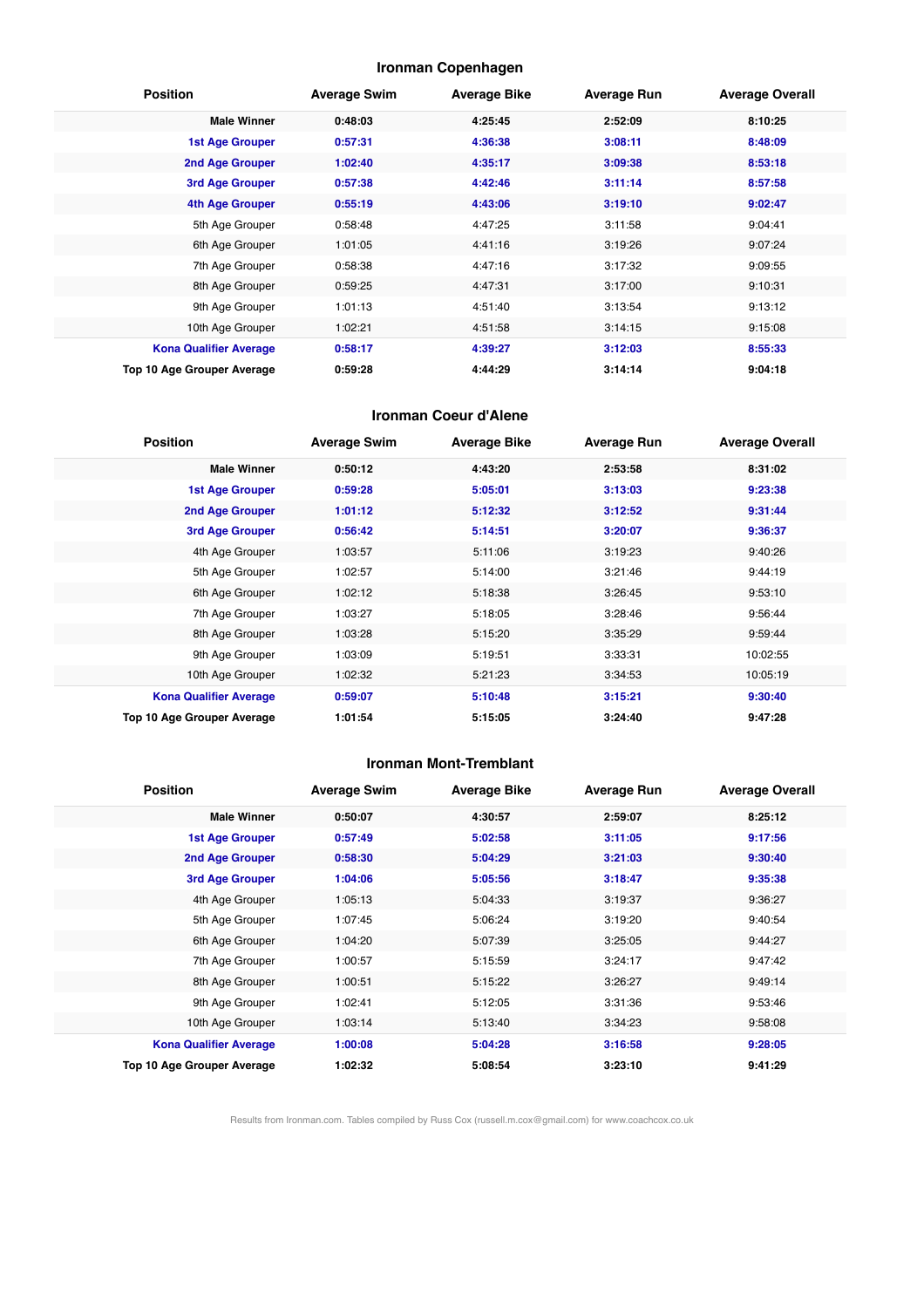## Ironman Copenhagen

| Position | Average Swim | Average Bike | Average Run | Average Overall |
|---|---|---|---|---|
| **Male Winner** | **0:48:03** | **4:25:45** | **2:52:09** | **8:10:25** |
| **1st Age Grouper** | **0:57:31** | **4:36:38** | **3:08:11** | **8:48:09** |
| **2nd Age Grouper** | **1:02:40** | **4:35:17** | **3:09:38** | **8:53:18** |
| **3rd Age Grouper** | **0:57:38** | **4:42:46** | **3:11:14** | **8:57:58** |
| **4th Age Grouper** | **0:55:19** | **4:43:06** | **3:19:10** | **9:02:47** |
| 5th Age Grouper | 0:58:48 | 4:47:25 | 3:11:58 | 9:04:41 |
| 6th Age Grouper | 1:01:05 | 4:41:16 | 3:19:26 | 9:07:24 |
| 7th Age Grouper | 0:58:38 | 4:47:16 | 3:17:32 | 9:09:55 |
| 8th Age Grouper | 0:59:25 | 4:47:31 | 3:17:00 | 9:10:31 |
| 9th Age Grouper | 1:01:13 | 4:51:40 | 3:13:54 | 9:13:12 |
| 10th Age Grouper | 1:02:21 | 4:51:58 | 3:14:15 | 9:15:08 |
| **Kona Qualifier Average** | **0:58:17** | **4:39:27** | **3:12:03** | **8:55:33** |
| **Top 10 Age Grouper Average** | **0:59:28** | **4:44:29** | **3:14:14** | **9:04:18** |

## Ironman Coeur d'Alene

| Position | Average Swim | Average Bike | Average Run | Average Overall |
|---|---|---|---|---|
| **Male Winner** | **0:50:12** | **4:43:20** | **2:53:58** | **8:31:02** |
| **1st Age Grouper** | **0:59:28** | **5:05:01** | **3:13:03** | **9:23:38** |
| **2nd Age Grouper** | **1:01:12** | **5:12:32** | **3:12:52** | **9:31:44** |
| **3rd Age Grouper** | **0:56:42** | **5:14:51** | **3:20:07** | **9:36:37** |
| 4th Age Grouper | 1:03:57 | 5:11:06 | 3:19:23 | 9:40:26 |
| 5th Age Grouper | 1:02:57 | 5:14:00 | 3:21:46 | 9:44:19 |
| 6th Age Grouper | 1:02:12 | 5:18:38 | 3:26:45 | 9:53:10 |
| 7th Age Grouper | 1:03:27 | 5:18:05 | 3:28:46 | 9:56:44 |
| 8th Age Grouper | 1:03:28 | 5:15:20 | 3:35:29 | 9:59:44 |
| 9th Age Grouper | 1:03:09 | 5:19:51 | 3:33:31 | 10:02:55 |
| 10th Age Grouper | 1:02:32 | 5:21:23 | 3:34:53 | 10:05:19 |
| **Kona Qualifier Average** | **0:59:07** | **5:10:48** | **3:15:21** | **9:30:40** |
| **Top 10 Age Grouper Average** | **1:01:54** | **5:15:05** | **3:24:40** | **9:47:28** |

## Ironman Mont-Tremblant

| Position | Average Swim | Average Bike | Average Run | Average Overall |
|---|---|---|---|---|
| **Male Winner** | **0:50:07** | **4:30:57** | **2:59:07** | **8:25:12** |
| **1st Age Grouper** | **0:57:49** | **5:02:58** | **3:11:05** | **9:17:56** |
| **2nd Age Grouper** | **0:58:30** | **5:04:29** | **3:21:03** | **9:30:40** |
| **3rd Age Grouper** | **1:04:06** | **5:05:56** | **3:18:47** | **9:35:38** |
| 4th Age Grouper | 1:05:13 | 5:04:33 | 3:19:37 | 9:36:27 |
| 5th Age Grouper | 1:07:45 | 5:06:24 | 3:19:20 | 9:40:54 |
| 6th Age Grouper | 1:04:20 | 5:07:39 | 3:25:05 | 9:44:27 |
| 7th Age Grouper | 1:00:57 | 5:15:59 | 3:24:17 | 9:47:42 |
| 8th Age Grouper | 1:00:51 | 5:15:22 | 3:26:27 | 9:49:14 |
| 9th Age Grouper | 1:02:41 | 5:12:05 | 3:31:36 | 9:53:46 |
| 10th Age Grouper | 1:03:14 | 5:13:40 | 3:34:23 | 9:58:08 |
| **Kona Qualifier Average** | **1:00:08** | **5:04:28** | **3:16:58** | **9:28:05** |
| **Top 10 Age Grouper Average** | **1:02:32** | **5:08:54** | **3:23:10** | **9:41:29** |

Results from Ironman.com. Tables compiled by Russ Cox (russell.m.cox@gmail.com) for www.coachcox.co.uk